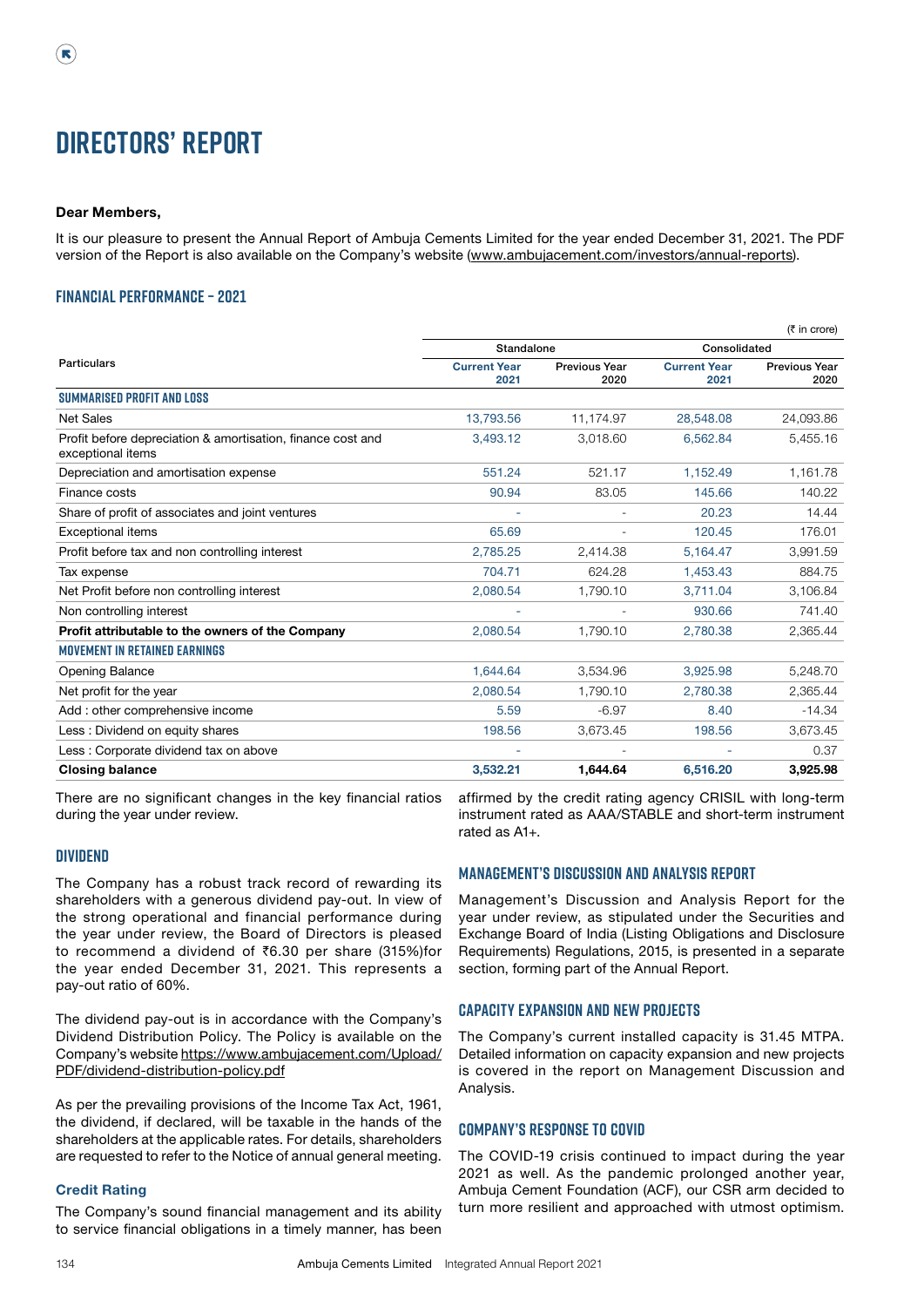# DIRECTORS' REPORT

**Dear Members,**

It is our pleasure to present the Annual Report of Ambuja Cements Limited for the year ended December 31, 2021. The PDF version of the Report is also available on the Company's website (www.ambujacement.com/investors/annual-reports).

## FINANCIAL PERFORMANCE – 2021

(₹ in crore)

| Particulars | Standalone | | Consolidated | |
|---|---|---|---|---|
| | Current Year 2021 | Previous Year 2020 | Current Year 2021 | Previous Year 2020 |
| **SUMMARISED PROFIT AND LOSS** | | | | |
| Net Sales | 13,793.56 | 11,174.97 | 28,548.08 | 24,093.86 |
| Profit before depreciation & amortisation, finance cost and exceptional items | 3,493.12 | 3,018.60 | 6,562.84 | 5,455.16 |
| Depreciation and amortisation expense | 551.24 | 521.17 | 1,152.49 | 1,161.78 |
| Finance costs | 90.94 | 83.05 | 145.66 | 140.22 |
| Share of profit of associates and joint ventures | - | - | 20.23 | 14.44 |
| Exceptional items | 65.69 | - | 120.45 | 176.01 |
| Profit before tax and non controlling interest | 2,785.25 | 2,414.38 | 5,164.47 | 3,991.59 |
| Tax expense | 704.71 | 624.28 | 1,453.43 | 884.75 |
| Net Profit before non controlling interest | 2,080.54 | 1,790.10 | 3,711.04 | 3,106.84 |
| Non controlling interest | - | - | 930.66 | 741.40 |
| **Profit attributable to the owners of the Company** | 2,080.54 | 1,790.10 | 2,780.38 | 2,365.44 |
| **MOVEMENT IN RETAINED EARNINGS** | | | | |
| Opening Balance | 1,644.64 | 3,534.96 | 3,925.98 | 5,248.70 |
| Net profit for the year | 2,080.54 | 1,790.10 | 2,780.38 | 2,365.44 |
| Add : other comprehensive income | 5.59 | -6.97 | 8.40 | -14.34 |
| Less : Dividend on equity shares | 198.56 | 3,673.45 | 198.56 | 3,673.45 |
| Less : Corporate dividend tax on above | - | - | - | 0.37 |
| **Closing balance** | **3,532.21** | **1,644.64** | **6,516.20** | **3,925.98** |

There are no significant changes in the key financial ratios during the year under review.

## DIVIDEND

The Company has a robust track record of rewarding its shareholders with a generous dividend pay-out. In view of the strong operational and financial performance during the year under review, the Board of Directors is pleased to recommend a dividend of ₹6.30 per share (315%)for the year ended December 31, 2021. This represents a pay-out ratio of 60%.

The dividend pay-out is in accordance with the Company's Dividend Distribution Policy. The Policy is available on the Company's website https://www.ambujacement.com/Upload/PDF/dividend-distribution-policy.pdf

As per the prevailing provisions of the Income Tax Act, 1961, the dividend, if declared, will be taxable in the hands of the shareholders at the applicable rates. For details, shareholders are requested to refer to the Notice of annual general meeting.

### Credit Rating

The Company's sound financial management and its ability to service financial obligations in a timely manner, has been affirmed by the credit rating agency CRISIL with long-term instrument rated as AAA/STABLE and short-term instrument rated as A1+.

## MANAGEMENT'S DISCUSSION AND ANALYSIS REPORT

Management's Discussion and Analysis Report for the year under review, as stipulated under the Securities and Exchange Board of India (Listing Obligations and Disclosure Requirements) Regulations, 2015, is presented in a separate section, forming part of the Annual Report.

## CAPACITY EXPANSION AND NEW PROJECTS

The Company's current installed capacity is 31.45 MTPA. Detailed information on capacity expansion and new projects is covered in the report on Management Discussion and Analysis.

## COMPANY'S RESPONSE TO COVID

The COVID-19 crisis continued to impact during the year 2021 as well. As the pandemic prolonged another year, Ambuja Cement Foundation (ACF), our CSR arm decided to turn more resilient and approached with utmost optimism.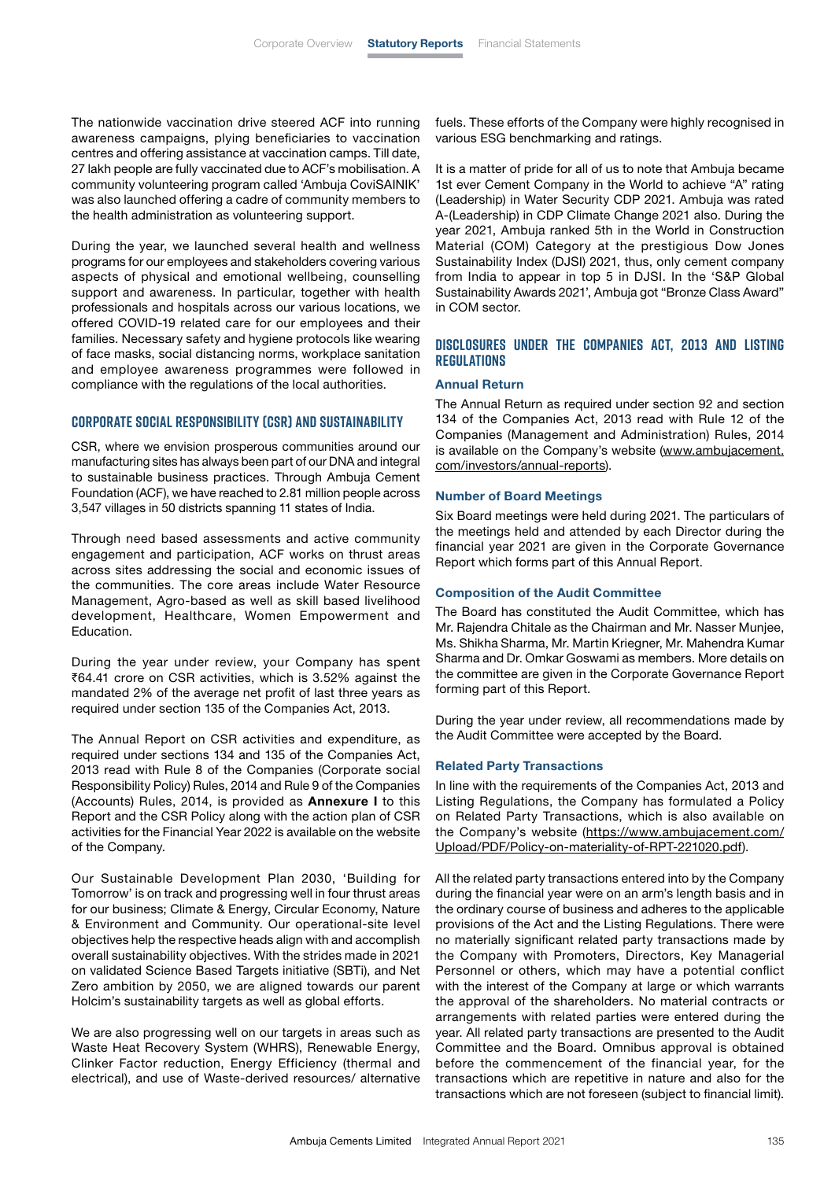The nationwide vaccination drive steered ACF into running awareness campaigns, plying beneficiaries to vaccination centres and offering assistance at vaccination camps. Till date, 27 lakh people are fully vaccinated due to ACF's mobilisation. A community volunteering program called 'Ambuja CoviSAINIK' was also launched offering a cadre of community members to the health administration as volunteering support.

During the year, we launched several health and wellness programs for our employees and stakeholders covering various aspects of physical and emotional wellbeing, counselling support and awareness. In particular, together with health professionals and hospitals across our various locations, we offered COVID-19 related care for our employees and their families. Necessary safety and hygiene protocols like wearing of face masks, social distancing norms, workplace sanitation and employee awareness programmes were followed in compliance with the regulations of the local authorities.

## CORPORATE SOCIAL RESPONSIBILITY (CSR) AND SUSTAINABILITY

CSR, where we envision prosperous communities around our manufacturing sites has always been part of our DNA and integral to sustainable business practices. Through Ambuja Cement Foundation (ACF), we have reached to 2.81 million people across 3,547 villages in 50 districts spanning 11 states of India.

Through need based assessments and active community engagement and participation, ACF works on thrust areas across sites addressing the social and economic issues of the communities. The core areas include Water Resource Management, Agro-based as well as skill based livelihood development, Healthcare, Women Empowerment and Education.

During the year under review, your Company has spent ₹64.41 crore on CSR activities, which is 3.52% against the mandated 2% of the average net profit of last three years as required under section 135 of the Companies Act, 2013.

The Annual Report on CSR activities and expenditure, as required under sections 134 and 135 of the Companies Act, 2013 read with Rule 8 of the Companies (Corporate social Responsibility Policy) Rules, 2014 and Rule 9 of the Companies (Accounts) Rules, 2014, is provided as **Annexure I** to this Report and the CSR Policy along with the action plan of CSR activities for the Financial Year 2022 is available on the website of the Company.

Our Sustainable Development Plan 2030, 'Building for Tomorrow' is on track and progressing well in four thrust areas for our business; Climate & Energy, Circular Economy, Nature & Environment and Community. Our operational-site level objectives help the respective heads align with and accomplish overall sustainability objectives. With the strides made in 2021 on validated Science Based Targets initiative (SBTi), and Net Zero ambition by 2050, we are aligned towards our parent Holcim's sustainability targets as well as global efforts.

We are also progressing well on our targets in areas such as Waste Heat Recovery System (WHRS), Renewable Energy, Clinker Factor reduction, Energy Efficiency (thermal and electrical), and use of Waste-derived resources/ alternative fuels. These efforts of the Company were highly recognised in various ESG benchmarking and ratings.

It is a matter of pride for all of us to note that Ambuja became 1st ever Cement Company in the World to achieve "A" rating (Leadership) in Water Security CDP 2021. Ambuja was rated A-(Leadership) in CDP Climate Change 2021 also. During the year 2021, Ambuja ranked 5th in the World in Construction Material (COM) Category at the prestigious Dow Jones Sustainability Index (DJSI) 2021, thus, only cement company from India to appear in top 5 in DJSI. In the 'S&P Global Sustainability Awards 2021', Ambuja got "Bronze Class Award" in COM sector.

## DISCLOSURES UNDER THE COMPANIES ACT, 2013 AND LISTING REGULATIONS

### Annual Return

The Annual Return as required under section 92 and section 134 of the Companies Act, 2013 read with Rule 12 of the Companies (Management and Administration) Rules, 2014 is available on the Company's website (www.ambujacement.com/investors/annual-reports).

### Number of Board Meetings

Six Board meetings were held during 2021. The particulars of the meetings held and attended by each Director during the financial year 2021 are given in the Corporate Governance Report which forms part of this Annual Report.

### Composition of the Audit Committee

The Board has constituted the Audit Committee, which has Mr. Rajendra Chitale as the Chairman and Mr. Nasser Munjee, Ms. Shikha Sharma, Mr. Martin Kriegner, Mr. Mahendra Kumar Sharma and Dr. Omkar Goswami as members. More details on the committee are given in the Corporate Governance Report forming part of this Report.

During the year under review, all recommendations made by the Audit Committee were accepted by the Board.

### Related Party Transactions

In line with the requirements of the Companies Act, 2013 and Listing Regulations, the Company has formulated a Policy on Related Party Transactions, which is also available on the Company's website (https://www.ambujacement.com/Upload/PDF/Policy-on-materiality-of-RPT-221020.pdf).

All the related party transactions entered into by the Company during the financial year were on an arm's length basis and in the ordinary course of business and adheres to the applicable provisions of the Act and the Listing Regulations. There were no materially significant related party transactions made by the Company with Promoters, Directors, Key Managerial Personnel or others, which may have a potential conflict with the interest of the Company at large or which warrants the approval of the shareholders. No material contracts or arrangements with related parties were entered during the year. All related party transactions are presented to the Audit Committee and the Board. Omnibus approval is obtained before the commencement of the financial year, for the transactions which are repetitive in nature and also for the transactions which are not foreseen (subject to financial limit).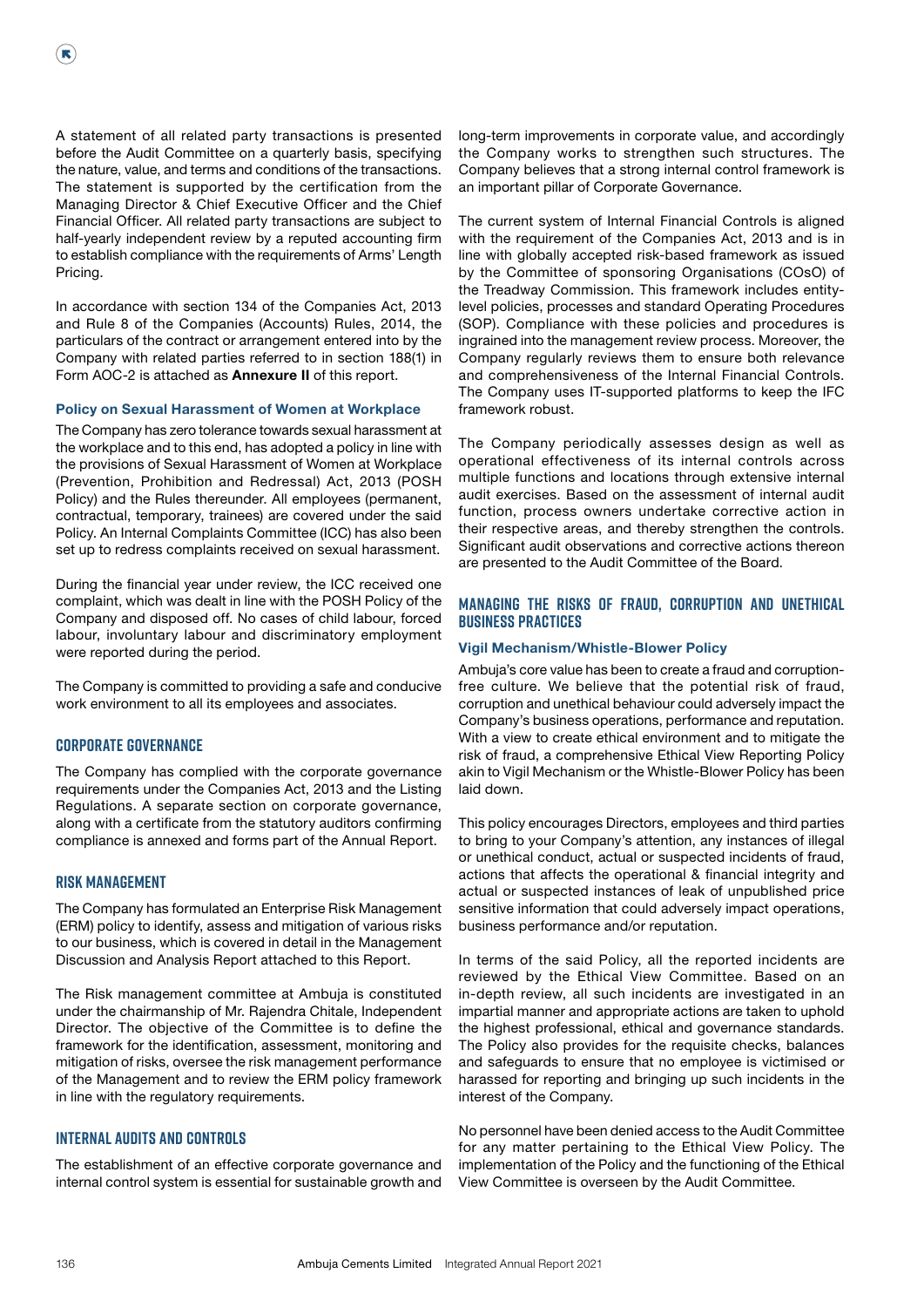A statement of all related party transactions is presented before the Audit Committee on a quarterly basis, specifying the nature, value, and terms and conditions of the transactions. The statement is supported by the certification from the Managing Director & Chief Executive Officer and the Chief Financial Officer. All related party transactions are subject to half-yearly independent review by a reputed accounting firm to establish compliance with the requirements of Arms' Length Pricing.

In accordance with section 134 of the Companies Act, 2013 and Rule 8 of the Companies (Accounts) Rules, 2014, the particulars of the contract or arrangement entered into by the Company with related parties referred to in section 188(1) in Form AOC-2 is attached as **Annexure II** of this report.

### Policy on Sexual Harassment of Women at Workplace

The Company has zero tolerance towards sexual harassment at the workplace and to this end, has adopted a policy in line with the provisions of Sexual Harassment of Women at Workplace (Prevention, Prohibition and Redressal) Act, 2013 (POSH Policy) and the Rules thereunder. All employees (permanent, contractual, temporary, trainees) are covered under the said Policy. An Internal Complaints Committee (ICC) has also been set up to redress complaints received on sexual harassment.

During the financial year under review, the ICC received one complaint, which was dealt in line with the POSH Policy of the Company and disposed off. No cases of child labour, forced labour, involuntary labour and discriminatory employment were reported during the period.

The Company is committed to providing a safe and conducive work environment to all its employees and associates.

## CORPORATE GOVERNANCE

The Company has complied with the corporate governance requirements under the Companies Act, 2013 and the Listing Regulations. A separate section on corporate governance, along with a certificate from the statutory auditors confirming compliance is annexed and forms part of the Annual Report.

## RISK MANAGEMENT

The Company has formulated an Enterprise Risk Management (ERM) policy to identify, assess and mitigation of various risks to our business, which is covered in detail in the Management Discussion and Analysis Report attached to this Report.

The Risk management committee at Ambuja is constituted under the chairmanship of Mr. Rajendra Chitale, Independent Director. The objective of the Committee is to define the framework for the identification, assessment, monitoring and mitigation of risks, oversee the risk management performance of the Management and to review the ERM policy framework in line with the regulatory requirements.

## INTERNAL AUDITS AND CONTROLS

The establishment of an effective corporate governance and internal control system is essential for sustainable growth and long-term improvements in corporate value, and accordingly the Company works to strengthen such structures. The Company believes that a strong internal control framework is an important pillar of Corporate Governance.

The current system of Internal Financial Controls is aligned with the requirement of the Companies Act, 2013 and is in line with globally accepted risk-based framework as issued by the Committee of sponsoring Organisations (COsO) of the Treadway Commission. This framework includes entity-level policies, processes and standard Operating Procedures (SOP). Compliance with these policies and procedures is ingrained into the management review process. Moreover, the Company regularly reviews them to ensure both relevance and comprehensiveness of the Internal Financial Controls. The Company uses IT-supported platforms to keep the IFC framework robust.

The Company periodically assesses design as well as operational effectiveness of its internal controls across multiple functions and locations through extensive internal audit exercises. Based on the assessment of internal audit function, process owners undertake corrective action in their respective areas, and thereby strengthen the controls. Significant audit observations and corrective actions thereon are presented to the Audit Committee of the Board.

## MANAGING THE RISKS OF FRAUD, CORRUPTION AND UNETHICAL BUSINESS PRACTICES

### Vigil Mechanism/Whistle-Blower Policy

Ambuja's core value has been to create a fraud and corruption-free culture. We believe that the potential risk of fraud, corruption and unethical behaviour could adversely impact the Company's business operations, performance and reputation. With a view to create ethical environment and to mitigate the risk of fraud, a comprehensive Ethical View Reporting Policy akin to Vigil Mechanism or the Whistle-Blower Policy has been laid down.

This policy encourages Directors, employees and third parties to bring to your Company's attention, any instances of illegal or unethical conduct, actual or suspected incidents of fraud, actions that affects the operational & financial integrity and actual or suspected instances of leak of unpublished price sensitive information that could adversely impact operations, business performance and/or reputation.

In terms of the said Policy, all the reported incidents are reviewed by the Ethical View Committee. Based on an in-depth review, all such incidents are investigated in an impartial manner and appropriate actions are taken to uphold the highest professional, ethical and governance standards. The Policy also provides for the requisite checks, balances and safeguards to ensure that no employee is victimised or harassed for reporting and bringing up such incidents in the interest of the Company.

No personnel have been denied access to the Audit Committee for any matter pertaining to the Ethical View Policy. The implementation of the Policy and the functioning of the Ethical View Committee is overseen by the Audit Committee.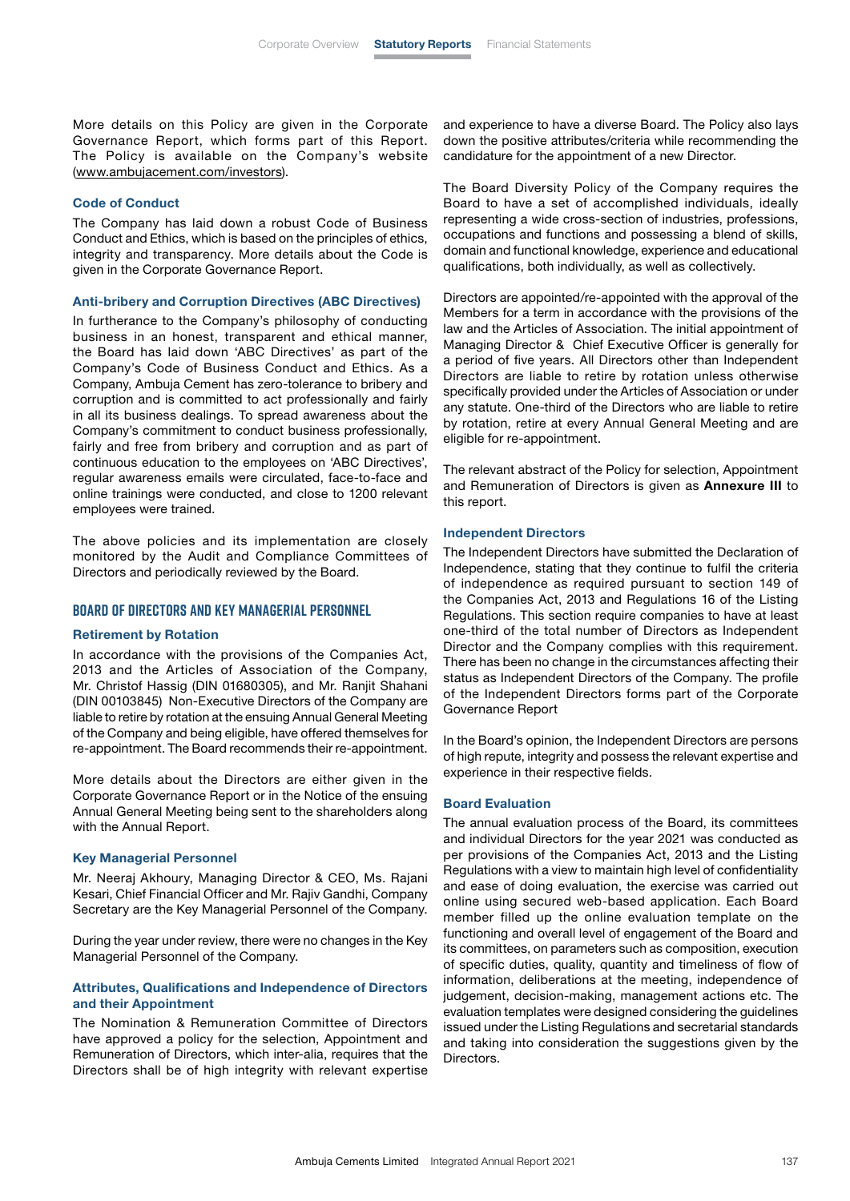More details on this Policy are given in the Corporate Governance Report, which forms part of this Report. The Policy is available on the Company's website (www.ambujacement.com/investors).

### Code of Conduct

The Company has laid down a robust Code of Business Conduct and Ethics, which is based on the principles of ethics, integrity and transparency. More details about the Code is given in the Corporate Governance Report.

### Anti-bribery and Corruption Directives (ABC Directives)

In furtherance to the Company's philosophy of conducting business in an honest, transparent and ethical manner, the Board has laid down 'ABC Directives' as part of the Company's Code of Business Conduct and Ethics. As a Company, Ambuja Cement has zero-tolerance to bribery and corruption and is committed to act professionally and fairly in all its business dealings. To spread awareness about the Company's commitment to conduct business professionally, fairly and free from bribery and corruption and as part of continuous education to the employees on 'ABC Directives', regular awareness emails were circulated, face-to-face and online trainings were conducted, and close to 1200 relevant employees were trained.

The above policies and its implementation are closely monitored by the Audit and Compliance Committees of Directors and periodically reviewed by the Board.

## BOARD OF DIRECTORS AND KEY MANAGERIAL PERSONNEL

### Retirement by Rotation

In accordance with the provisions of the Companies Act, 2013 and the Articles of Association of the Company, Mr. Christof Hassig (DIN 01680305), and Mr. Ranjit Shahani (DIN 00103845) Non-Executive Directors of the Company are liable to retire by rotation at the ensuing Annual General Meeting of the Company and being eligible, have offered themselves for re-appointment. The Board recommends their re-appointment.

More details about the Directors are either given in the Corporate Governance Report or in the Notice of the ensuing Annual General Meeting being sent to the shareholders along with the Annual Report.

### Key Managerial Personnel

Mr. Neeraj Akhoury, Managing Director & CEO, Ms. Rajani Kesari, Chief Financial Officer and Mr. Rajiv Gandhi, Company Secretary are the Key Managerial Personnel of the Company.

During the year under review, there were no changes in the Key Managerial Personnel of the Company.

### Attributes, Qualifications and Independence of Directors and their Appointment

The Nomination & Remuneration Committee of Directors have approved a policy for the selection, Appointment and Remuneration of Directors, which inter-alia, requires that the Directors shall be of high integrity with relevant expertise and experience to have a diverse Board. The Policy also lays down the positive attributes/criteria while recommending the candidature for the appointment of a new Director.

The Board Diversity Policy of the Company requires the Board to have a set of accomplished individuals, ideally representing a wide cross-section of industries, professions, occupations and functions and possessing a blend of skills, domain and functional knowledge, experience and educational qualifications, both individually, as well as collectively.

Directors are appointed/re-appointed with the approval of the Members for a term in accordance with the provisions of the law and the Articles of Association. The initial appointment of Managing Director & Chief Executive Officer is generally for a period of five years. All Directors other than Independent Directors are liable to retire by rotation unless otherwise specifically provided under the Articles of Association or under any statute. One-third of the Directors who are liable to retire by rotation, retire at every Annual General Meeting and are eligible for re-appointment.

The relevant abstract of the Policy for selection, Appointment and Remuneration of Directors is given as **Annexure III** to this report.

### Independent Directors

The Independent Directors have submitted the Declaration of Independence, stating that they continue to fulfil the criteria of independence as required pursuant to section 149 of the Companies Act, 2013 and Regulations 16 of the Listing Regulations. This section require companies to have at least one-third of the total number of Directors as Independent Director and the Company complies with this requirement. There has been no change in the circumstances affecting their status as Independent Directors of the Company. The profile of the Independent Directors forms part of the Corporate Governance Report

In the Board's opinion, the Independent Directors are persons of high repute, integrity and possess the relevant expertise and experience in their respective fields.

### Board Evaluation

The annual evaluation process of the Board, its committees and individual Directors for the year 2021 was conducted as per provisions of the Companies Act, 2013 and the Listing Regulations with a view to maintain high level of confidentiality and ease of doing evaluation, the exercise was carried out online using secured web-based application. Each Board member filled up the online evaluation template on the functioning and overall level of engagement of the Board and its committees, on parameters such as composition, execution of specific duties, quality, quantity and timeliness of flow of information, deliberations at the meeting, independence of judgement, decision-making, management actions etc. The evaluation templates were designed considering the guidelines issued under the Listing Regulations and secretarial standards and taking into consideration the suggestions given by the Directors.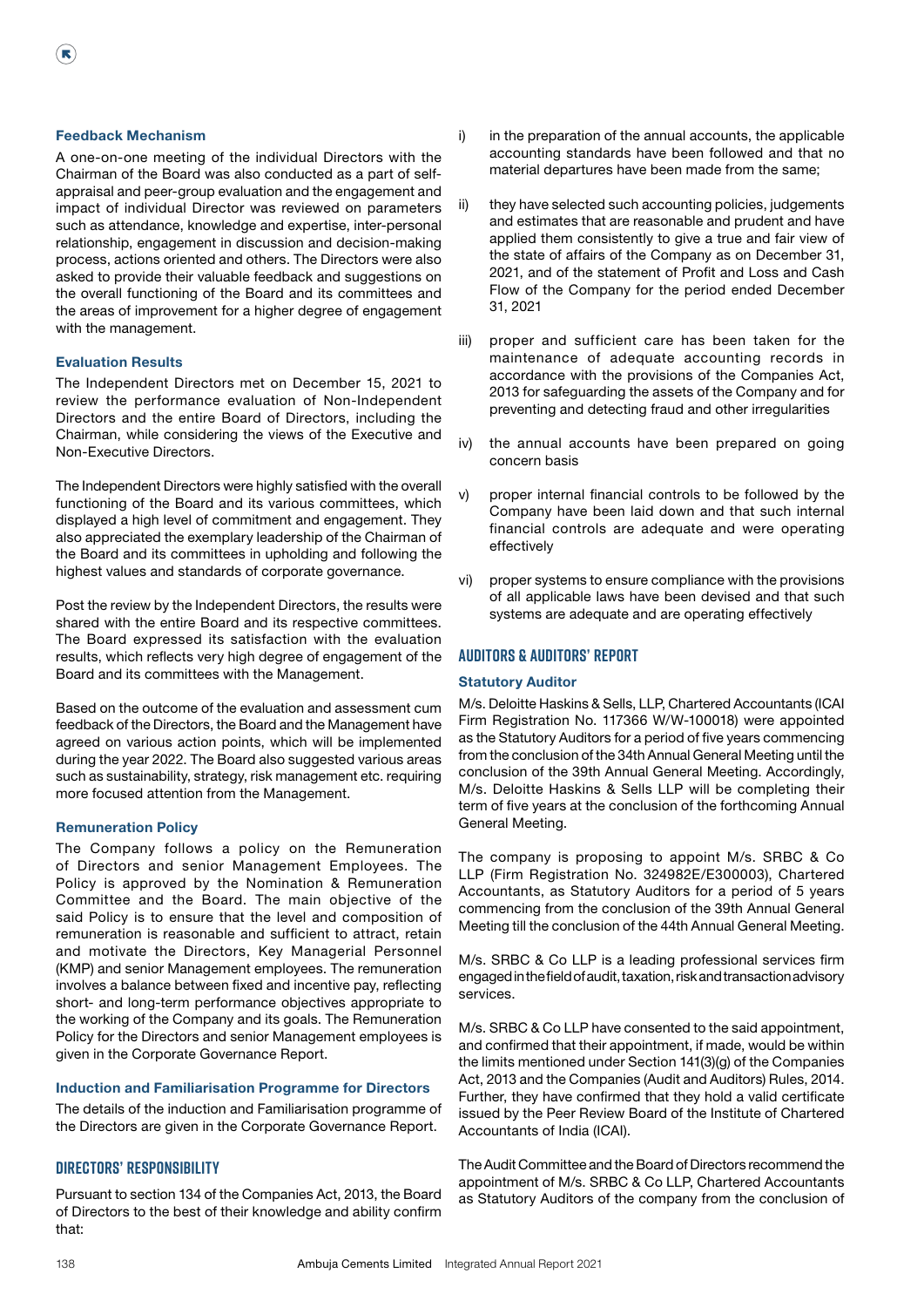### Feedback Mechanism

A one-on-one meeting of the individual Directors with the Chairman of the Board was also conducted as a part of self-appraisal and peer-group evaluation and the engagement and impact of individual Director was reviewed on parameters such as attendance, knowledge and expertise, inter-personal relationship, engagement in discussion and decision-making process, actions oriented and others. The Directors were also asked to provide their valuable feedback and suggestions on the overall functioning of the Board and its committees and the areas of improvement for a higher degree of engagement with the management.

### Evaluation Results

The Independent Directors met on December 15, 2021 to review the performance evaluation of Non-Independent Directors and the entire Board of Directors, including the Chairman, while considering the views of the Executive and Non-Executive Directors.

The Independent Directors were highly satisfied with the overall functioning of the Board and its various committees, which displayed a high level of commitment and engagement. They also appreciated the exemplary leadership of the Chairman of the Board and its committees in upholding and following the highest values and standards of corporate governance.

Post the review by the Independent Directors, the results were shared with the entire Board and its respective committees. The Board expressed its satisfaction with the evaluation results, which reflects very high degree of engagement of the Board and its committees with the Management.

Based on the outcome of the evaluation and assessment cum feedback of the Directors, the Board and the Management have agreed on various action points, which will be implemented during the year 2022. The Board also suggested various areas such as sustainability, strategy, risk management etc. requiring more focused attention from the Management.

### Remuneration Policy

The Company follows a policy on the Remuneration of Directors and senior Management Employees. The Policy is approved by the Nomination & Remuneration Committee and the Board. The main objective of the said Policy is to ensure that the level and composition of remuneration is reasonable and sufficient to attract, retain and motivate the Directors, Key Managerial Personnel (KMP) and senior Management employees. The remuneration involves a balance between fixed and incentive pay, reflecting short- and long-term performance objectives appropriate to the working of the Company and its goals. The Remuneration Policy for the Directors and senior Management employees is given in the Corporate Governance Report.

### Induction and Familiarisation Programme for Directors

The details of the induction and Familiarisation programme of the Directors are given in the Corporate Governance Report.

## DIRECTORS' RESPONSIBILITY

Pursuant to section 134 of the Companies Act, 2013, the Board of Directors to the best of their knowledge and ability confirm that:

i) in the preparation of the annual accounts, the applicable accounting standards have been followed and that no material departures have been made from the same;

ii) they have selected such accounting policies, judgements and estimates that are reasonable and prudent and have applied them consistently to give a true and fair view of the state of affairs of the Company as on December 31, 2021, and of the statement of Profit and Loss and Cash Flow of the Company for the period ended December 31, 2021

iii) proper and sufficient care has been taken for the maintenance of adequate accounting records in accordance with the provisions of the Companies Act, 2013 for safeguarding the assets of the Company and for preventing and detecting fraud and other irregularities

iv) the annual accounts have been prepared on going concern basis

v) proper internal financial controls to be followed by the Company have been laid down and that such internal financial controls are adequate and were operating effectively

vi) proper systems to ensure compliance with the provisions of all applicable laws have been devised and that such systems are adequate and are operating effectively

## AUDITORS & AUDITORS' REPORT

### Statutory Auditor

M/s. Deloitte Haskins & Sells, LLP, Chartered Accountants (ICAI Firm Registration No. 117366 W/W-100018) were appointed as the Statutory Auditors for a period of five years commencing from the conclusion of the 34th Annual General Meeting until the conclusion of the 39th Annual General Meeting. Accordingly, M/s. Deloitte Haskins & Sells LLP will be completing their term of five years at the conclusion of the forthcoming Annual General Meeting.

The company is proposing to appoint M/s. SRBC & Co LLP (Firm Registration No. 324982E/E300003), Chartered Accountants, as Statutory Auditors for a period of 5 years commencing from the conclusion of the 39th Annual General Meeting till the conclusion of the 44th Annual General Meeting.

M/s. SRBC & Co LLP is a leading professional services firm engaged in the field of audit, taxation, risk and transaction advisory services.

M/s. SRBC & Co LLP have consented to the said appointment, and confirmed that their appointment, if made, would be within the limits mentioned under Section 141(3)(g) of the Companies Act, 2013 and the Companies (Audit and Auditors) Rules, 2014. Further, they have confirmed that they hold a valid certificate issued by the Peer Review Board of the Institute of Chartered Accountants of India (ICAI).

The Audit Committee and the Board of Directors recommend the appointment of M/s. SRBC & Co LLP, Chartered Accountants as Statutory Auditors of the company from the conclusion of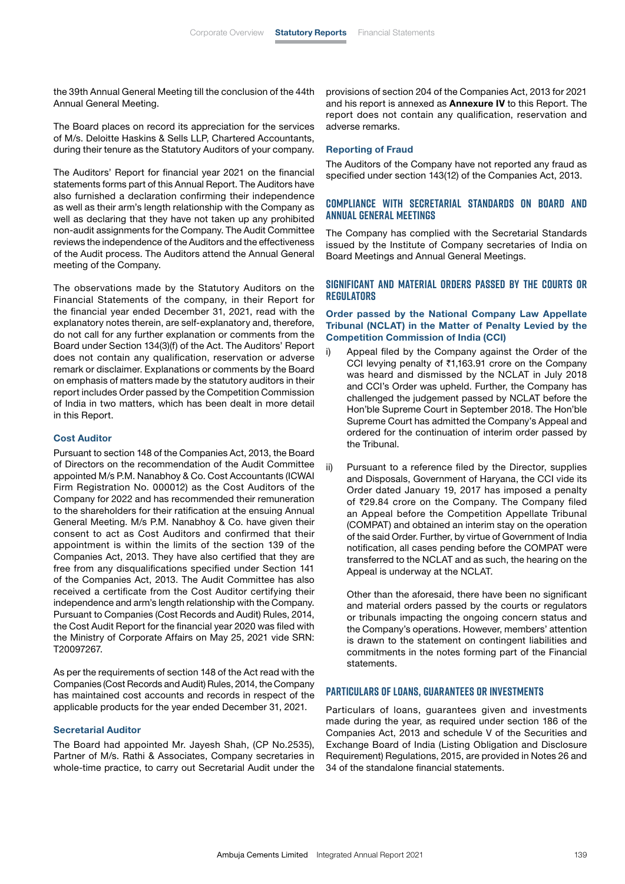the 39th Annual General Meeting till the conclusion of the 44th Annual General Meeting.

The Board places on record its appreciation for the services of M/s. Deloitte Haskins & Sells LLP, Chartered Accountants, during their tenure as the Statutory Auditors of your company.

The Auditors' Report for financial year 2021 on the financial statements forms part of this Annual Report. The Auditors have also furnished a declaration confirming their independence as well as their arm's length relationship with the Company as well as declaring that they have not taken up any prohibited non-audit assignments for the Company. The Audit Committee reviews the independence of the Auditors and the effectiveness of the Audit process. The Auditors attend the Annual General meeting of the Company.

The observations made by the Statutory Auditors on the Financial Statements of the company, in their Report for the financial year ended December 31, 2021, read with the explanatory notes therein, are self-explanatory and, therefore, do not call for any further explanation or comments from the Board under Section 134(3)(f) of the Act. The Auditors' Report does not contain any qualification, reservation or adverse remark or disclaimer. Explanations or comments by the Board on emphasis of matters made by the statutory auditors in their report includes Order passed by the Competition Commission of India in two matters, which has been dealt in more detail in this Report.

### Cost Auditor

Pursuant to section 148 of the Companies Act, 2013, the Board of Directors on the recommendation of the Audit Committee appointed M/s P.M. Nanabhoy & Co. Cost Accountants (ICWAI Firm Registration No. 000012) as the Cost Auditors of the Company for 2022 and has recommended their remuneration to the shareholders for their ratification at the ensuing Annual General Meeting. M/s P.M. Nanabhoy & Co. have given their consent to act as Cost Auditors and confirmed that their appointment is within the limits of the section 139 of the Companies Act, 2013. They have also certified that they are free from any disqualifications specified under Section 141 of the Companies Act, 2013. The Audit Committee has also received a certificate from the Cost Auditor certifying their independence and arm's length relationship with the Company. Pursuant to Companies (Cost Records and Audit) Rules, 2014, the Cost Audit Report for the financial year 2020 was filed with the Ministry of Corporate Affairs on May 25, 2021 vide SRN: T20097267.

As per the requirements of section 148 of the Act read with the Companies (Cost Records and Audit) Rules, 2014, the Company has maintained cost accounts and records in respect of the applicable products for the year ended December 31, 2021.

### Secretarial Auditor

The Board had appointed Mr. Jayesh Shah, (CP No.2535), Partner of M/s. Rathi & Associates, Company secretaries in whole-time practice, to carry out Secretarial Audit under the provisions of section 204 of the Companies Act, 2013 for 2021 and his report is annexed as **Annexure IV** to this Report. The report does not contain any qualification, reservation and adverse remarks.

### Reporting of Fraud

The Auditors of the Company have not reported any fraud as specified under section 143(12) of the Companies Act, 2013.

## COMPLIANCE WITH SECRETARIAL STANDARDS ON BOARD AND ANNUAL GENERAL MEETINGS

The Company has complied with the Secretarial Standards issued by the Institute of Company secretaries of India on Board Meetings and Annual General Meetings.

## SIGNIFICANT AND MATERIAL ORDERS PASSED BY THE COURTS OR REGULATORS

### Order passed by the National Company Law Appellate Tribunal (NCLAT) in the Matter of Penalty Levied by the Competition Commission of India (CCI)

i) Appeal filed by the Company against the Order of the CCI levying penalty of ₹1,163.91 crore on the Company was heard and dismissed by the NCLAT in July 2018 and CCI's Order was upheld. Further, the Company has challenged the judgement passed by NCLAT before the Hon'ble Supreme Court in September 2018. The Hon'ble Supreme Court has admitted the Company's Appeal and ordered for the continuation of interim order passed by the Tribunal.

ii) Pursuant to a reference filed by the Director, supplies and Disposals, Government of Haryana, the CCI vide its Order dated January 19, 2017 has imposed a penalty of ₹29.84 crore on the Company. The Company filed an Appeal before the Competition Appellate Tribunal (COMPAT) and obtained an interim stay on the operation of the said Order. Further, by virtue of Government of India notification, all cases pending before the COMPAT were transferred to the NCLAT and as such, the hearing on the Appeal is underway at the NCLAT.

   Other than the aforesaid, there have been no significant and material orders passed by the courts or regulators or tribunals impacting the ongoing concern status and the Company's operations. However, members' attention is drawn to the statement on contingent liabilities and commitments in the notes forming part of the Financial statements.

## PARTICULARS OF LOANS, GUARANTEES OR INVESTMENTS

Particulars of loans, guarantees given and investments made during the year, as required under section 186 of the Companies Act, 2013 and schedule V of the Securities and Exchange Board of India (Listing Obligation and Disclosure Requirement) Regulations, 2015, are provided in Notes 26 and 34 of the standalone financial statements.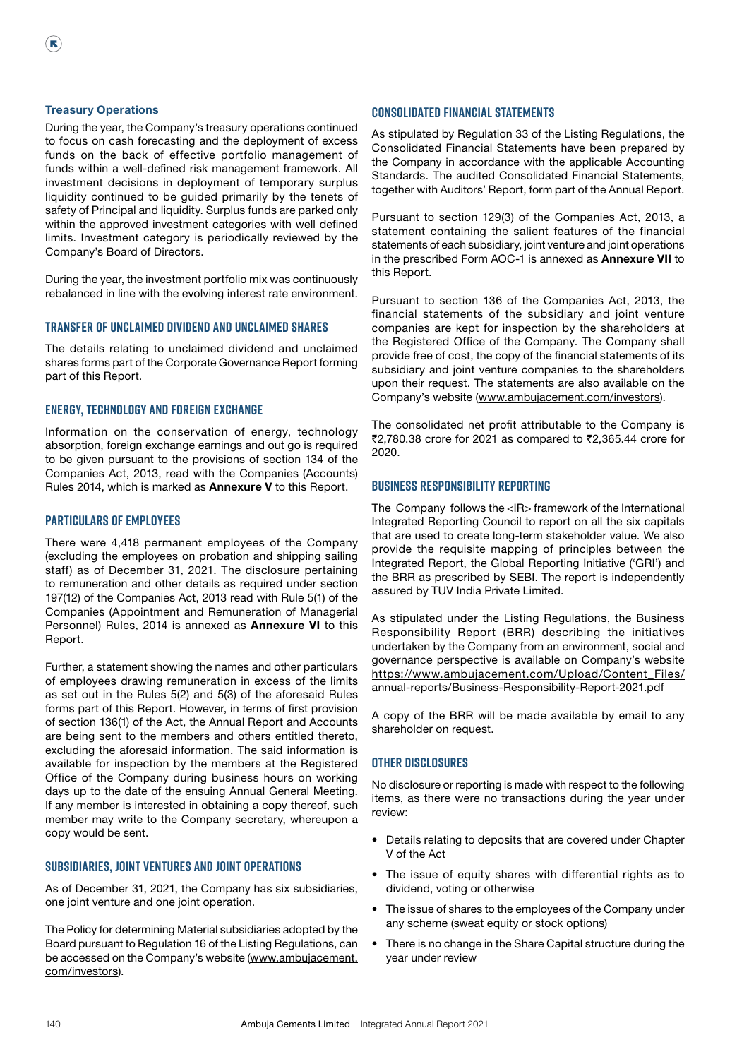### Treasury Operations

During the year, the Company's treasury operations continued to focus on cash forecasting and the deployment of excess funds on the back of effective portfolio management of funds within a well-defined risk management framework. All investment decisions in deployment of temporary surplus liquidity continued to be guided primarily by the tenets of safety of Principal and liquidity. Surplus funds are parked only within the approved investment categories with well defined limits. Investment category is periodically reviewed by the Company's Board of Directors.

During the year, the investment portfolio mix was continuously rebalanced in line with the evolving interest rate environment.

## TRANSFER OF UNCLAIMED DIVIDEND AND UNCLAIMED SHARES

The details relating to unclaimed dividend and unclaimed shares forms part of the Corporate Governance Report forming part of this Report.

## ENERGY, TECHNOLOGY AND FOREIGN EXCHANGE

Information on the conservation of energy, technology absorption, foreign exchange earnings and out go is required to be given pursuant to the provisions of section 134 of the Companies Act, 2013, read with the Companies (Accounts) Rules 2014, which is marked as **Annexure V** to this Report.

## PARTICULARS OF EMPLOYEES

There were 4,418 permanent employees of the Company (excluding the employees on probation and shipping sailing staff) as of December 31, 2021. The disclosure pertaining to remuneration and other details as required under section 197(12) of the Companies Act, 2013 read with Rule 5(1) of the Companies (Appointment and Remuneration of Managerial Personnel) Rules, 2014 is annexed as **Annexure VI** to this Report.

Further, a statement showing the names and other particulars of employees drawing remuneration in excess of the limits as set out in the Rules 5(2) and 5(3) of the aforesaid Rules forms part of this Report. However, in terms of first provision of section 136(1) of the Act, the Annual Report and Accounts are being sent to the members and others entitled thereto, excluding the aforesaid information. The said information is available for inspection by the members at the Registered Office of the Company during business hours on working days up to the date of the ensuing Annual General Meeting. If any member is interested in obtaining a copy thereof, such member may write to the Company secretary, whereupon a copy would be sent.

## SUBSIDIARIES, JOINT VENTURES AND JOINT OPERATIONS

As of December 31, 2021, the Company has six subsidiaries, one joint venture and one joint operation.

The Policy for determining Material subsidiaries adopted by the Board pursuant to Regulation 16 of the Listing Regulations, can be accessed on the Company's website (www.ambujacement.com/investors).

## CONSOLIDATED FINANCIAL STATEMENTS

As stipulated by Regulation 33 of the Listing Regulations, the Consolidated Financial Statements have been prepared by the Company in accordance with the applicable Accounting Standards. The audited Consolidated Financial Statements, together with Auditors' Report, form part of the Annual Report.

Pursuant to section 129(3) of the Companies Act, 2013, a statement containing the salient features of the financial statements of each subsidiary, joint venture and joint operations in the prescribed Form AOC-1 is annexed as **Annexure VII** to this Report.

Pursuant to section 136 of the Companies Act, 2013, the financial statements of the subsidiary and joint venture companies are kept for inspection by the shareholders at the Registered Office of the Company. The Company shall provide free of cost, the copy of the financial statements of its subsidiary and joint venture companies to the shareholders upon their request. The statements are also available on the Company's website (www.ambujacement.com/investors).

The consolidated net profit attributable to the Company is ₹2,780.38 crore for 2021 as compared to ₹2,365.44 crore for 2020.

## BUSINESS RESPONSIBILITY REPORTING

The Company follows the <IR> framework of the International Integrated Reporting Council to report on all the six capitals that are used to create long-term stakeholder value. We also provide the requisite mapping of principles between the Integrated Report, the Global Reporting Initiative ('GRI') and the BRR as prescribed by SEBI. The report is independently assured by TUV India Private Limited.

As stipulated under the Listing Regulations, the Business Responsibility Report (BRR) describing the initiatives undertaken by the Company from an environment, social and governance perspective is available on Company's website https://www.ambujacement.com/Upload/Content_Files/annual-reports/Business-Responsibility-Report-2021.pdf

A copy of the BRR will be made available by email to any shareholder on request.

## OTHER DISCLOSURES

No disclosure or reporting is made with respect to the following items, as there were no transactions during the year under review:

- Details relating to deposits that are covered under Chapter V of the Act
- The issue of equity shares with differential rights as to dividend, voting or otherwise
- The issue of shares to the employees of the Company under any scheme (sweat equity or stock options)
- There is no change in the Share Capital structure during the year under review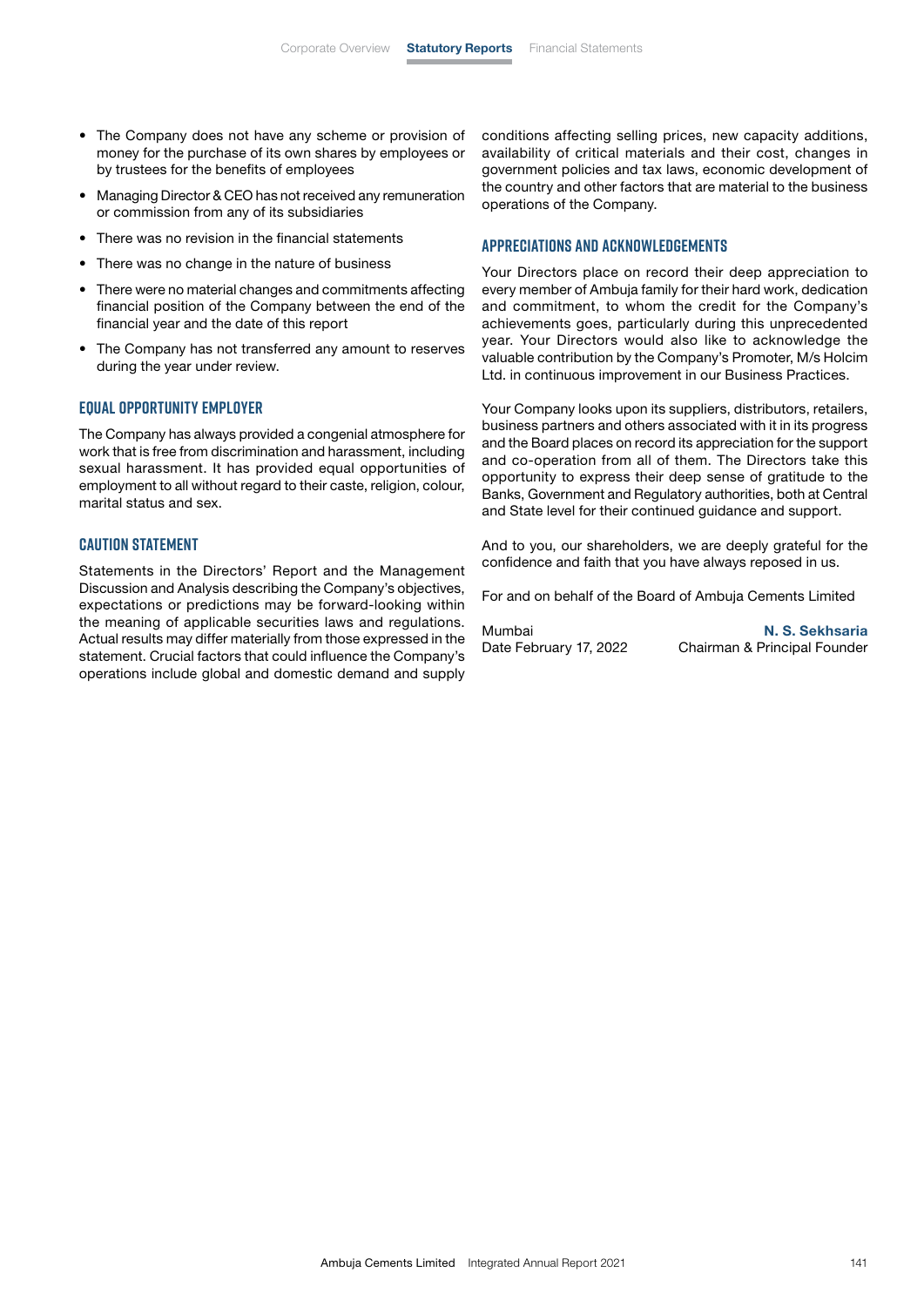- The Company does not have any scheme or provision of money for the purchase of its own shares by employees or by trustees for the benefits of employees
- Managing Director & CEO has not received any remuneration or commission from any of its subsidiaries
- There was no revision in the financial statements
- There was no change in the nature of business
- There were no material changes and commitments affecting financial position of the Company between the end of the financial year and the date of this report
- The Company has not transferred any amount to reserves during the year under review.

## EQUAL OPPORTUNITY EMPLOYER

The Company has always provided a congenial atmosphere for work that is free from discrimination and harassment, including sexual harassment. It has provided equal opportunities of employment to all without regard to their caste, religion, colour, marital status and sex.

## CAUTION STATEMENT

Statements in the Directors' Report and the Management Discussion and Analysis describing the Company's objectives, expectations or predictions may be forward-looking within the meaning of applicable securities laws and regulations. Actual results may differ materially from those expressed in the statement. Crucial factors that could influence the Company's operations include global and domestic demand and supply conditions affecting selling prices, new capacity additions, availability of critical materials and their cost, changes in government policies and tax laws, economic development of the country and other factors that are material to the business operations of the Company.

## APPRECIATIONS AND ACKNOWLEDGEMENTS

Your Directors place on record their deep appreciation to every member of Ambuja family for their hard work, dedication and commitment, to whom the credit for the Company's achievements goes, particularly during this unprecedented year. Your Directors would also like to acknowledge the valuable contribution by the Company's Promoter, M/s Holcim Ltd. in continuous improvement in our Business Practices.

Your Company looks upon its suppliers, distributors, retailers, business partners and others associated with it in its progress and the Board places on record its appreciation for the support and co-operation from all of them. The Directors take this opportunity to express their deep sense of gratitude to the Banks, Government and Regulatory authorities, both at Central and State level for their continued guidance and support.

And to you, our shareholders, we are deeply grateful for the confidence and faith that you have always reposed in us.

For and on behalf of the Board of Ambuja Cements Limited

Mumbai
Date February 17, 2022

**N. S. Sekhsaria**
Chairman & Principal Founder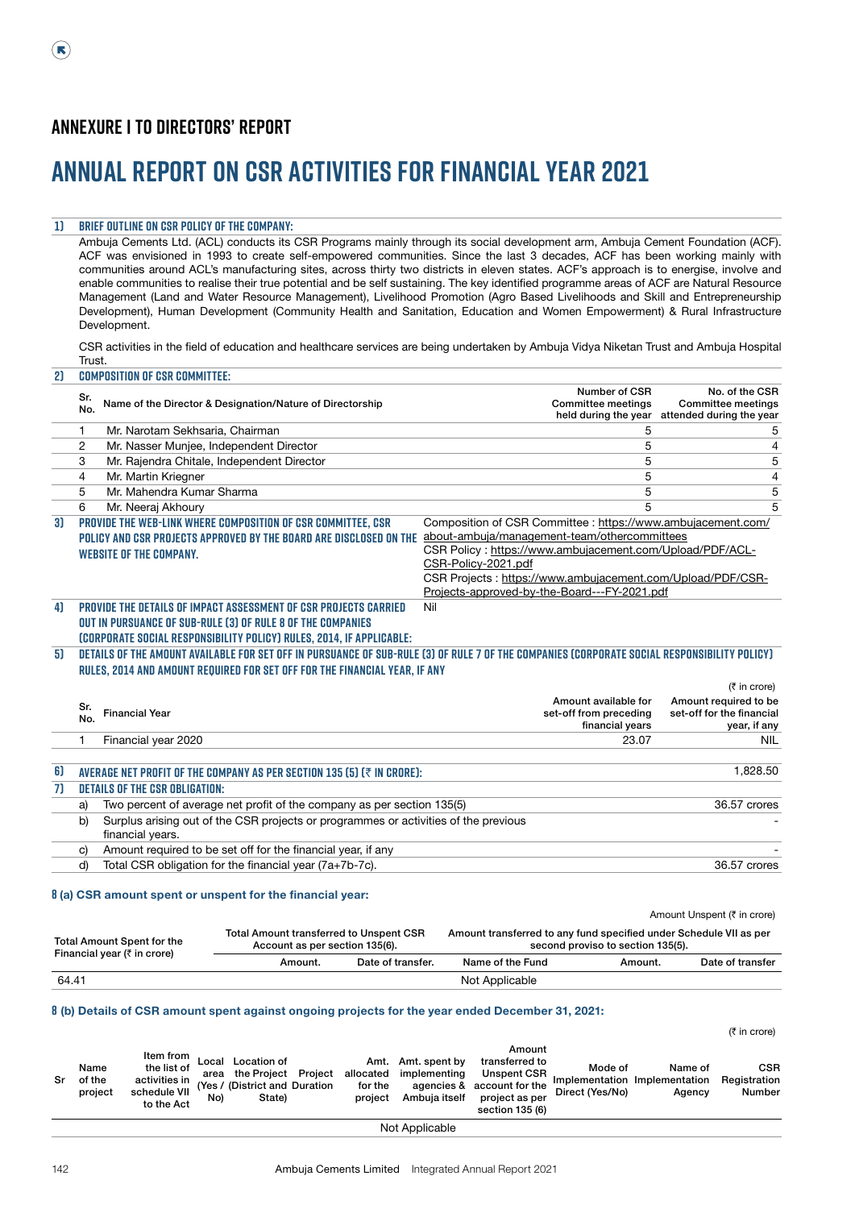## ANNEXURE I TO DIRECTORS' REPORT

# ANNUAL REPORT ON CSR ACTIVITIES FOR FINANCIAL YEAR 2021

### 1) BRIEF OUTLINE ON CSR POLICY OF THE COMPANY:

Ambuja Cements Ltd. (ACL) conducts its CSR Programs mainly through its social development arm, Ambuja Cement Foundation (ACF). ACF was envisioned in 1993 to create self-empowered communities. Since the last 3 decades, ACF has been working mainly with communities around ACL's manufacturing sites, across thirty two districts in eleven states. ACF's approach is to energise, involve and enable communities to realise their true potential and be self sustaining. The key identified programme areas of ACF are Natural Resource Management (Land and Water Resource Management), Livelihood Promotion (Agro Based Livelihoods and Skill and Entrepreneurship Development), Human Development (Community Health and Sanitation, Education and Women Empowerment) & Rural Infrastructure Development.

CSR activities in the field of education and healthcare services are being undertaken by Ambuja Vidya Niketan Trust and Ambuja Hospital Trust.

### 2) COMPOSITION OF CSR COMMITTEE:

| Sr. No. | Name of the Director & Designation/Nature of Directorship | Number of CSR Committee meetings held during the year | No. of the CSR Committee meetings attended during the year |
|---|---|---|---|
| 1 | Mr. Narotam Sekhsaria, Chairman | 5 | 5 |
| 2 | Mr. Nasser Munjee, Independent Director | 5 | 4 |
| 3 | Mr. Rajendra Chitale, Independent Director | 5 | 5 |
| 4 | Mr. Martin Kriegner | 5 | 4 |
| 5 | Mr. Mahendra Kumar Sharma | 5 | 5 |
| 6 | Mr. Neeraj Akhoury | 5 | 5 |

### 3) PROVIDE THE WEB-LINK WHERE COMPOSITION OF CSR COMMITTEE, CSR POLICY AND CSR PROJECTS APPROVED BY THE BOARD ARE DISCLOSED ON THE WEBSITE OF THE COMPANY.

Composition of CSR Committee : https://www.ambujacement.com/about-ambuja/management-team/othercommittees

CSR Policy : https://www.ambujacement.com/Upload/PDF/ACL-CSR-Policy-2021.pdf

CSR Projects : https://www.ambujacement.com/Upload/PDF/CSR-Projects-approved-by-the-Board---FY-2021.pdf

### 4) PROVIDE THE DETAILS OF IMPACT ASSESSMENT OF CSR PROJECTS CARRIED OUT IN PURSUANCE OF SUB-RULE (3) OF RULE 8 OF THE COMPANIES (CORPORATE SOCIAL RESPONSIBILITY POLICY) RULES, 2014, IF APPLICABLE:

Nil

### 5) DETAILS OF THE AMOUNT AVAILABLE FOR SET OFF IN PURSUANCE OF SUB-RULE (3) OF RULE 7 OF THE COMPANIES (CORPORATE SOCIAL RESPONSIBILITY POLICY) RULES, 2014 AND AMOUNT REQUIRED FOR SET OFF FOR THE FINANCIAL YEAR, IF ANY

(₹ in crore)

| Sr. No. | Financial Year | Amount available for set-off from preceding financial years | Amount required to be set-off for the financial year, if any |
|---|---|---|---|
| 1 | Financial year 2020 | 23.07 | NIL |

### 6) AVERAGE NET PROFIT OF THE COMPANY AS PER SECTION 135 (5) (₹ IN CRORE): 1,828.50

### 7) DETAILS OF THE CSR OBLIGATION:

| | | |
|---|---|---|
| a) | Two percent of average net profit of the company as per section 135(5) | 36.57 crores |
| b) | Surplus arising out of the CSR projects or programmes or activities of the previous financial years. | - |
| c) | Amount required to be set off for the financial year, if any | - |
| d) | Total CSR obligation for the financial year (7a+7b-7c). | 36.57 crores |

#### 8 (a) CSR amount spent or unspent for the financial year:

Amount Unspent (₹ in crore)

| Total Amount Spent for the Financial year (₹ in crore) | Total Amount transferred to Unspent CSR Account as per section 135(6). | | Amount transferred to any fund specified under Schedule VII as per second proviso to section 135(5). | | |
|---|---|---|---|---|---|
| | Amount. | Date of transfer. | Name of the Fund | Amount. | Date of transfer |
| 64.41 | Not Applicable | | | | |

#### 8 (b) Details of CSR amount spent against ongoing projects for the year ended December 31, 2021:

(₹ in crore)

| Sr | Name of the project | Item from the list of activities in schedule VII to the Act | Local area (Yes / No) | Location of the Project (District and State) | Project Duration | Amt. allocated for the project | Amt. spent by implementing agencies & Ambuja itself | Amount transferred to Unspent CSR account for the project as per section 135 (6) | Mode of Implementation Direct (Yes/No) | Name of Implementation Agency | CSR Registration Number |
|---|---|---|---|---|---|---|---|---|---|---|---|
| Not Applicable | | | | | | | | | | | |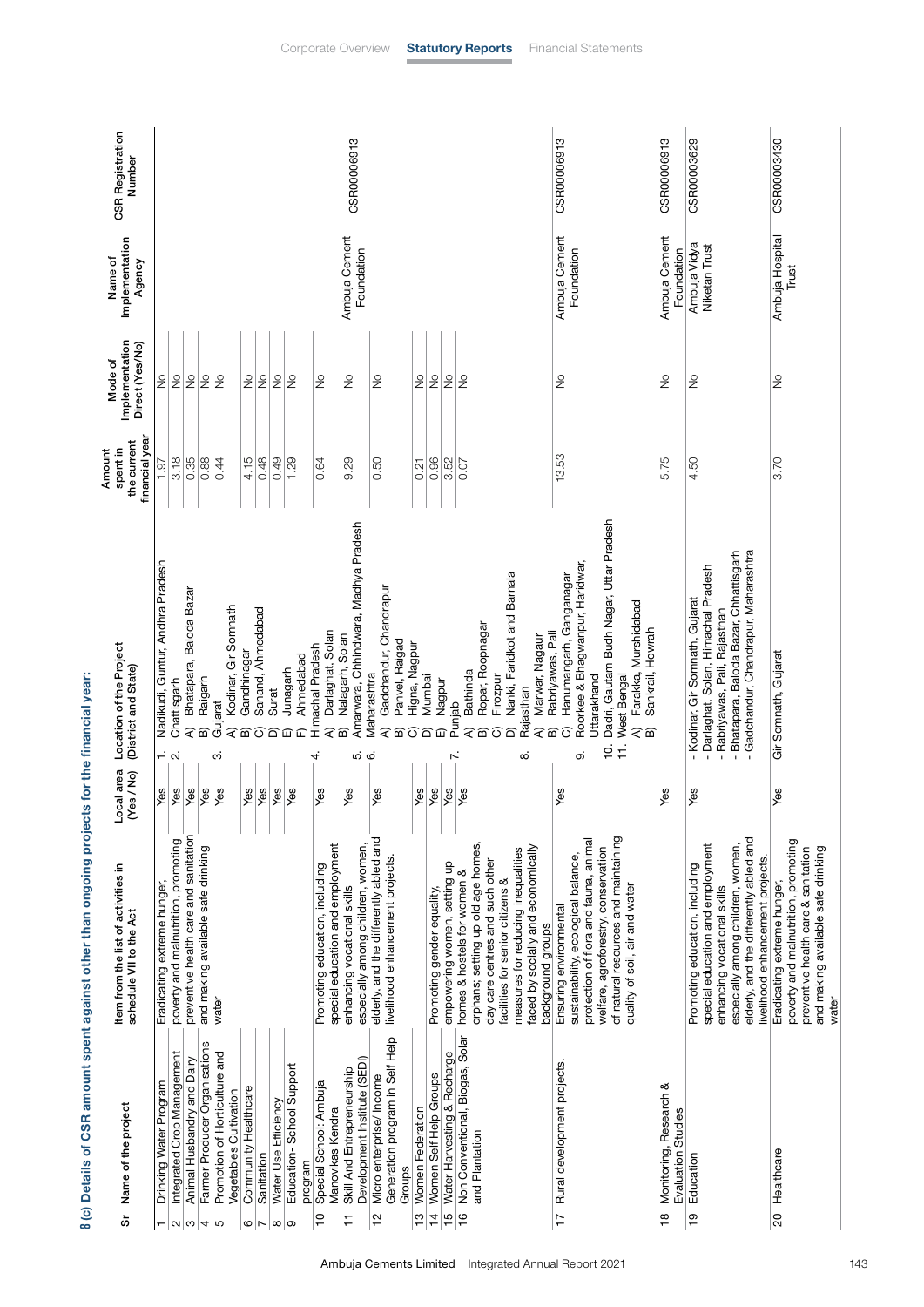## 8 (c) Details of CSR amount spent against other than ongoing projects for the financial year:

| Sr | Name of the project | Item from the list of activities in schedule VII to the Act | Local area (Yes / No) | Location of the Project (District and State) | Amount spent in the current financial year | Mode of Implementation Direct (Yes/No) | Name of Implementation Agency | CSR Registration Number |
|---|---|---|---|---|---|---|---|---|
| 1 | Drinking Water Program | Eradicating extreme hunger, poverty and malnutrition, promoting preventive health care and sanitation and making available safe drinking water | Yes | 1. Nadikudi, Guntur, Andhra Pradesh | 1.97 | No | Ambuja Cement Foundation | CSR00006913 |
| 2 | Integrated Crop Management | | Yes | 2. Chattisgarh | 3.18 | No | | |
| 3 | Animal Husbandry and Dairy | | Yes | A) Bhatapara, Baloda Bazar | 0.35 | No | | |
| 4 | Farmer Producer Organisations | | Yes | B) Raigarh | 0.88 | No | | |
| 5 | Promotion of Horticulture and Vegetables Cultivation | | Yes | 3. Gujarat<br>A) Kodinar, Gir Somnath | 0.44 | No | | |
| 6 | Community Healthcare | | Yes | B) Gandhinagar | 4.15 | No | | |
| 7 | Sanitation | | Yes | C) Sanand, Ahmedabad | 0.48 | No | | |
| 8 | Water Use Efficiency | | Yes | D) Surat | 0.49 | No | | |
| 9 | Education- School Support program | | Yes | E) Junagarh<br>F) Ahmedabad | 1.29 | No | | |
| 10 | Special School: Ambuja Manovikas Kendra | Promoting education, including special education and employment enhancing vocational skills especially among children, women, elderly, and the differently abled and livelihood enhancement projects. | Yes | 4. Himachal Pradesh<br>A) Darlaghat, Solan | 0.64 | No | | |
| 11 | Skill And Entrepreneurship Development Institute (SEDI) | | Yes | B) Nalagarh, Solan<br>5. Amarwara, Chhindwara, Madhya Pradesh | 9.29 | No | | |
| 12 | Micro enterprise/ Income Generation program in Self Help Groups | | Yes | 6. Maharashtra<br>A) Gadchandur, Chandrapur<br>B) Panvel, Raigad<br>C) Higna, Nagpur | 0.50 | No | | |
| 13 | Women Federation | Promoting gender equality, empowering women, setting up homes & hostels for women & orphans; setting up old age homes, day care centres and such other facilities for senior citizens & measures for reducing inequalities faced by socially and economically background groups | Yes | D) Mumbai | 0.21 | No | | |
| 14 | Women Self Help Groups | | Yes | E) Nagpur | 0.96 | No | | |
| 15 | Water Harvesting & Recharge | | Yes | 7. Punjab | 3.52 | No | | |
| 16 | Non Conventional, Biogas, Solar and Plantation | | Yes | A) Bathinda<br>B) Ropar, Roopnagar<br>C) Firozpur<br>D) Nanki, Faridkot and Barnala<br>8. Rajasthan<br>A) Marwar, Nagaur<br>B) Rabriyawas, Pali | 0.07 | No | | |
| 17 | Rural development projects. | Ensuring environmental sustainability, ecological balance, protection of flora and fauna, animal welfare, agroforestry, conservation of natural resources and maintaining quality of soil, air and water | Yes | C) Hanumangarh, Ganganagar<br>9. Roorkee & Bhagwanpur, Haridwar, Uttarakhand<br>10. Dadri, Gautam Budh Nagar, Uttar Pradesh<br>11. West Bengal<br>A) Farakka, Murshidabad<br>B) Sankrail, Howrah | 13.53 | No | Ambuja Cement Foundation | CSR00006913 |
| 18 | Monitoring, Research & Evaluation Studies | | Yes | | 5.75 | No | Ambuja Cement Foundation | CSR00006913 |
| 19 | Education | Promoting education, including special education and employment enhancing vocational skills especially among children, women, elderly, and the differently abled and livelihood enhancement projects. | Yes | - Kodinar, Gir Somnath, Gujarat<br>- Darlaghat, Solan, Himachal Pradesh<br>- Rabriyawas, Pali, Rajasthan<br>- Bhatapara, Baloda Bazar, Chhattisgarh<br>- Gadchandur, Chandrapur, Maharashtra | 4.50 | No | Ambuja Vidya Niketan Trust | CSR00003629 |
| 20 | Healthcare | Eradicating extreme hunger, poverty and malnutrition, promoting preventive health care & sanitation and making available safe drinking water | Yes | Gir Somnath, Gujarat | 3.70 | No | Ambuja Hospital Trust | CSR00003430 |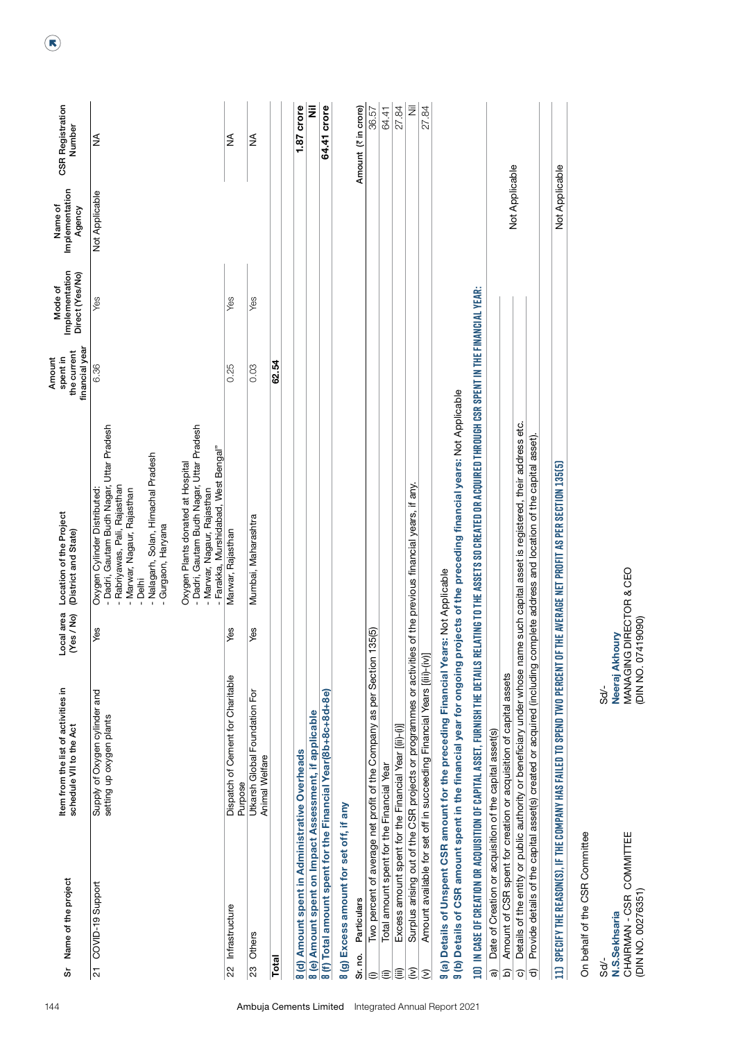| Sr | Name of the project | Item from the list of activities in schedule VII to the Act | Local area (Yes / No) | Location of the Project (District and State) | Amount spent in the current financial year | Mode of Implementation Direct (Yes/No) | Name of Implementation Agency | CSR Registration Number |
|---|---|---|---|---|---|---|---|---|
| 21 | COVID-19 Support | Supply of Oxygen cylinder and setting up oxygen plants | Yes | Oxygen Cylinder Distributed: - Dadri, Gautam Budh Nagar, Uttar Pradesh - Rabriyawas, Pali, Rajasthan - Marwar, Nagaur, Rajasthan - Delhi - Nalagarh, Solan, Himachal Pradesh - Gurgaon, Haryana Oxygen Plants donated at Hospital - Dadri, Gautam Budh Nagar, Uttar Pradesh - Marwar, Nagaur, Rajasthan - Farakka, Murshidabad, West Bengal" | 6.36 | Yes | Not Applicable | NA |
| 22 | Infrastructure | Dispatch of Cement for Charitable Purpose | Yes | Marwar, Rajasthan | 0.25 | Yes | | NA |
| 23 | Others | Utkarsh Global Foundation For Animal Welfare | Yes | Mumbai, Maharashtra | 0.03 | Yes | | NA |
| **Total** | | | | | **62.54** | | | |

**8 (d) Amount spent in Administrative Overheads** — **1.87 crore**

**8 (e) Amount spent on Impact Assessment, if applicable** — **Nil**

**8 (f) Total amount spent for the Financial Year(8b+8c+8d+8e)** — **64.41 crore**

**8 (g) Excess amount for set off, if any**

| Sr. no. | Particulars | Amount (₹ in crore) |
|---|---|---|
| (i) | Two percent of average net profit of the Company as per Section 135(5) | 36.57 |
| (ii) | Total amount spent for the Financial Year | 64.41 |
| (iii) | Excess amount spent for the Financial Year [(ii)-(i)] | 27.84 |
| (iv) | Surplus arising out of the CSR projects or programmes or activities of the previous financial years, if any. | Nil |
| (v) | Amount available for set off in succeeding Financial Years [(iii)-(iv)] | 27.84 |

**9 (a) Details of Unspent CSR amount for the preceding Financial Years:** Not Applicable

**9 (b) Details of CSR amount spent in the financial year for ongoing projects of the preceding financial years:** Not Applicable

**10) IN CASE OF CREATION OR ACQUISITION OF CAPITAL ASSET, FURNISH THE DETAILS RELATING TO THE ASSETS SO CREATED OR ACQUIRED THROUGH CSR SPENT IN THE FINANCIAL YEAR:**

| | | |
|---|---|---|
| a) | Date of Creation or acquisition of the capital asset(s) | Not Applicable |
| b) | Amount of CSR spent for creation or acquisition of capital assets | |
| c) | Details of the entity or public authority or beneficiary under whose name such capital asset is registered, their address etc. | |
| d) | Provide details of the capital asset(s) created or acquired (including complete address and location of the capital asset). | |

**11) SPECIFY THE REASON(S), IF THE COMPANY HAS FAILED TO SPEND TWO PERCENT OF THE AVERAGE NET PROFIT AS PER SECTION 135(5)** — Not Applicable

On behalf of the CSR Committee

Sd/-
**N.S.Sekhsaria**
CHAIRMAN - CSR COMMITTEE
(DIN NO. 00276351)

Sd/-
**Neeraj Akhoury**
MANAGING DIRECTOR & CEO
(DIN NO. 07419090)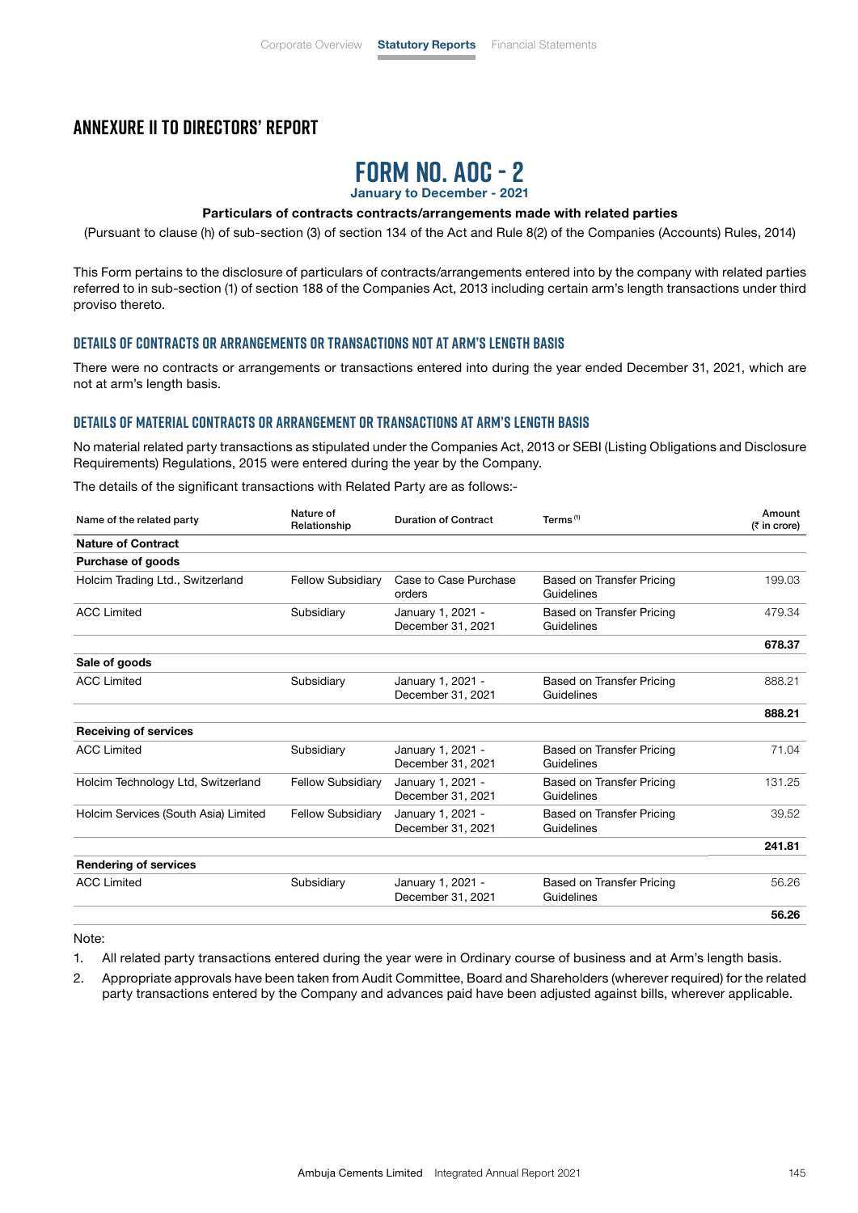## ANNEXURE II TO DIRECTORS' REPORT

# FORM NO. AOC - 2

**January to December - 2021**

**Particulars of contracts contracts/arrangements made with related parties**

(Pursuant to clause (h) of sub-section (3) of section 134 of the Act and Rule 8(2) of the Companies (Accounts) Rules, 2014)

This Form pertains to the disclosure of particulars of contracts/arrangements entered into by the company with related parties referred to in sub-section (1) of section 188 of the Companies Act, 2013 including certain arm's length transactions under third proviso thereto.

### DETAILS OF CONTRACTS OR ARRANGEMENTS OR TRANSACTIONS NOT AT ARM'S LENGTH BASIS

There were no contracts or arrangements or transactions entered into during the year ended December 31, 2021, which are not at arm's length basis.

### DETAILS OF MATERIAL CONTRACTS OR ARRANGEMENT OR TRANSACTIONS AT ARM'S LENGTH BASIS

No material related party transactions as stipulated under the Companies Act, 2013 or SEBI (Listing Obligations and Disclosure Requirements) Regulations, 2015 were entered during the year by the Company.

The details of the significant transactions with Related Party are as follows:-

| Name of the related party | Nature of Relationship | Duration of Contract | Terms [1] | Amount (₹ in crore) |
|---|---|---|---|---|
| **Nature of Contract** | | | | |
| **Purchase of goods** | | | | |
| Holcim Trading Ltd., Switzerland | Fellow Subsidiary | Case to Case Purchase orders | Based on Transfer Pricing Guidelines | 199.03 |
| ACC Limited | Subsidiary | January 1, 2021 - December 31, 2021 | Based on Transfer Pricing Guidelines | 479.34 |
| | | | | **678.37** |
| **Sale of goods** | | | | |
| ACC Limited | Subsidiary | January 1, 2021 - December 31, 2021 | Based on Transfer Pricing Guidelines | 888.21 |
| | | | | **888.21** |
| **Receiving of services** | | | | |
| ACC Limited | Subsidiary | January 1, 2021 - December 31, 2021 | Based on Transfer Pricing Guidelines | 71.04 |
| Holcim Technology Ltd, Switzerland | Fellow Subsidiary | January 1, 2021 - December 31, 2021 | Based on Transfer Pricing Guidelines | 131.25 |
| Holcim Services (South Asia) Limited | Fellow Subsidiary | January 1, 2021 - December 31, 2021 | Based on Transfer Pricing Guidelines | 39.52 |
| | | | | **241.81** |
| **Rendering of services** | | | | |
| ACC Limited | Subsidiary | January 1, 2021 - December 31, 2021 | Based on Transfer Pricing Guidelines | 56.26 |
| | | | | **56.26** |

Note:

1. All related party transactions entered during the year were in Ordinary course of business and at Arm's length basis.
2. Appropriate approvals have been taken from Audit Committee, Board and Shareholders (wherever required) for the related party transactions entered by the Company and advances paid have been adjusted against bills, wherever applicable.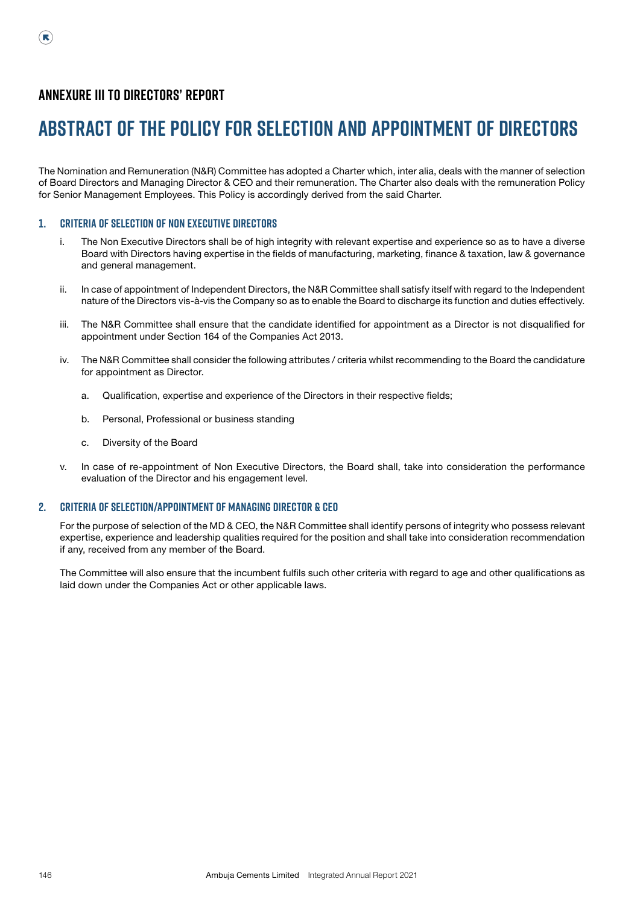## ANNEXURE III TO DIRECTORS' REPORT

# ABSTRACT OF THE POLICY FOR SELECTION AND APPOINTMENT OF DIRECTORS

The Nomination and Remuneration (N&R) Committee has adopted a Charter which, inter alia, deals with the manner of selection of Board Directors and Managing Director & CEO and their remuneration. The Charter also deals with the remuneration Policy for Senior Management Employees. This Policy is accordingly derived from the said Charter.

### 1. CRITERIA OF SELECTION OF NON EXECUTIVE DIRECTORS

i. The Non Executive Directors shall be of high integrity with relevant expertise and experience so as to have a diverse Board with Directors having expertise in the fields of manufacturing, marketing, finance & taxation, law & governance and general management.

ii. In case of appointment of Independent Directors, the N&R Committee shall satisfy itself with regard to the Independent nature of the Directors vis-à-vis the Company so as to enable the Board to discharge its function and duties effectively.

iii. The N&R Committee shall ensure that the candidate identified for appointment as a Director is not disqualified for appointment under Section 164 of the Companies Act 2013.

iv. The N&R Committee shall consider the following attributes / criteria whilst recommending to the Board the candidature for appointment as Director.

   a. Qualification, expertise and experience of the Directors in their respective fields;

   b. Personal, Professional or business standing

   c. Diversity of the Board

v. In case of re-appointment of Non Executive Directors, the Board shall, take into consideration the performance evaluation of the Director and his engagement level.

### 2. CRITERIA OF SELECTION/APPOINTMENT OF MANAGING DIRECTOR & CEO

For the purpose of selection of the MD & CEO, the N&R Committee shall identify persons of integrity who possess relevant expertise, experience and leadership qualities required for the position and shall take into consideration recommendation if any, received from any member of the Board.

The Committee will also ensure that the incumbent fulfils such other criteria with regard to age and other qualifications as laid down under the Companies Act or other applicable laws.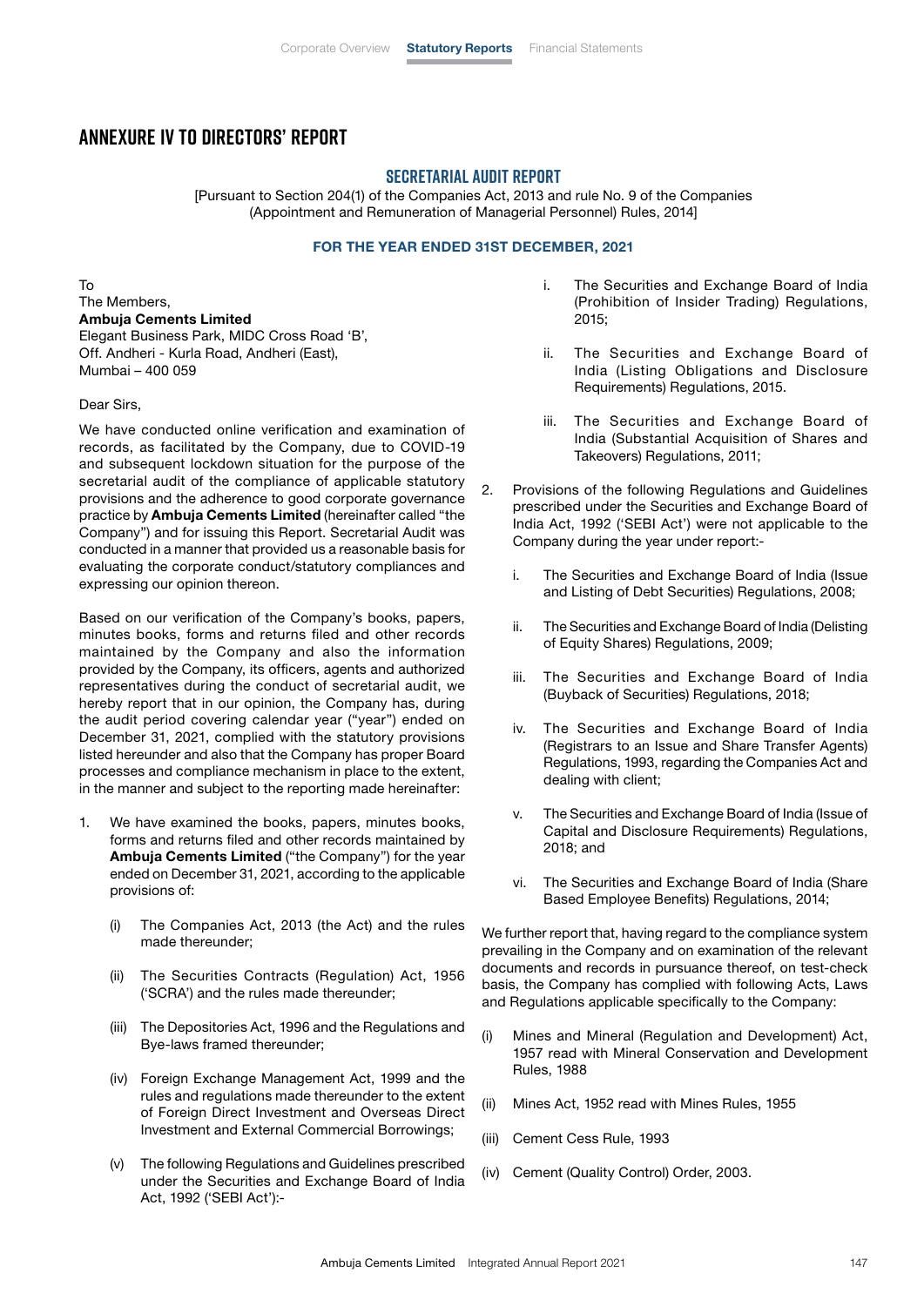# ANNEXURE IV TO DIRECTORS' REPORT

## SECRETARIAL AUDIT REPORT

[Pursuant to Section 204(1) of the Companies Act, 2013 and rule No. 9 of the Companies (Appointment and Remuneration of Managerial Personnel) Rules, 2014]

**FOR THE YEAR ENDED 31ST DECEMBER, 2021**

To
The Members,
**Ambuja Cements Limited**
Elegant Business Park, MIDC Cross Road 'B',
Off. Andheri - Kurla Road, Andheri (East),
Mumbai – 400 059

Dear Sirs,

We have conducted online verification and examination of records, as facilitated by the Company, due to COVID-19 and subsequent lockdown situation for the purpose of the secretarial audit of the compliance of applicable statutory provisions and the adherence to good corporate governance practice by **Ambuja Cements Limited** (hereinafter called "the Company") and for issuing this Report. Secretarial Audit was conducted in a manner that provided us a reasonable basis for evaluating the corporate conduct/statutory compliances and expressing our opinion thereon.

Based on our verification of the Company's books, papers, minutes books, forms and returns filed and other records maintained by the Company and also the information provided by the Company, its officers, agents and authorized representatives during the conduct of secretarial audit, we hereby report that in our opinion, the Company has, during the audit period covering calendar year ("year") ended on December 31, 2021, complied with the statutory provisions listed hereunder and also that the Company has proper Board processes and compliance mechanism in place to the extent, in the manner and subject to the reporting made hereinafter:

1. We have examined the books, papers, minutes books, forms and returns filed and other records maintained by **Ambuja Cements Limited** ("the Company") for the year ended on December 31, 2021, according to the applicable provisions of:

   (i) The Companies Act, 2013 (the Act) and the rules made thereunder;

   (ii) The Securities Contracts (Regulation) Act, 1956 ('SCRA') and the rules made thereunder;

   (iii) The Depositories Act, 1996 and the Regulations and Bye-laws framed thereunder;

   (iv) Foreign Exchange Management Act, 1999 and the rules and regulations made thereunder to the extent of Foreign Direct Investment and Overseas Direct Investment and External Commercial Borrowings;

   (v) The following Regulations and Guidelines prescribed under the Securities and Exchange Board of India Act, 1992 ('SEBI Act'):-

      i. The Securities and Exchange Board of India (Prohibition of Insider Trading) Regulations, 2015;

      ii. The Securities and Exchange Board of India (Listing Obligations and Disclosure Requirements) Regulations, 2015.

      iii. The Securities and Exchange Board of India (Substantial Acquisition of Shares and Takeovers) Regulations, 2011;

2. Provisions of the following Regulations and Guidelines prescribed under the Securities and Exchange Board of India Act, 1992 ('SEBI Act') were not applicable to the Company during the year under report:-

   i. The Securities and Exchange Board of India (Issue and Listing of Debt Securities) Regulations, 2008;

   ii. The Securities and Exchange Board of India (Delisting of Equity Shares) Regulations, 2009;

   iii. The Securities and Exchange Board of India (Buyback of Securities) Regulations, 2018;

   iv. The Securities and Exchange Board of India (Registrars to an Issue and Share Transfer Agents) Regulations, 1993, regarding the Companies Act and dealing with client;

   v. The Securities and Exchange Board of India (Issue of Capital and Disclosure Requirements) Regulations, 2018; and

   vi. The Securities and Exchange Board of India (Share Based Employee Benefits) Regulations, 2014;

We further report that, having regard to the compliance system prevailing in the Company and on examination of the relevant documents and records in pursuance thereof, on test-check basis, the Company has complied with following Acts, Laws and Regulations applicable specifically to the Company:

(i) Mines and Mineral (Regulation and Development) Act, 1957 read with Mineral Conservation and Development Rules, 1988

(ii) Mines Act, 1952 read with Mines Rules, 1955

(iii) Cement Cess Rule, 1993

(iv) Cement (Quality Control) Order, 2003.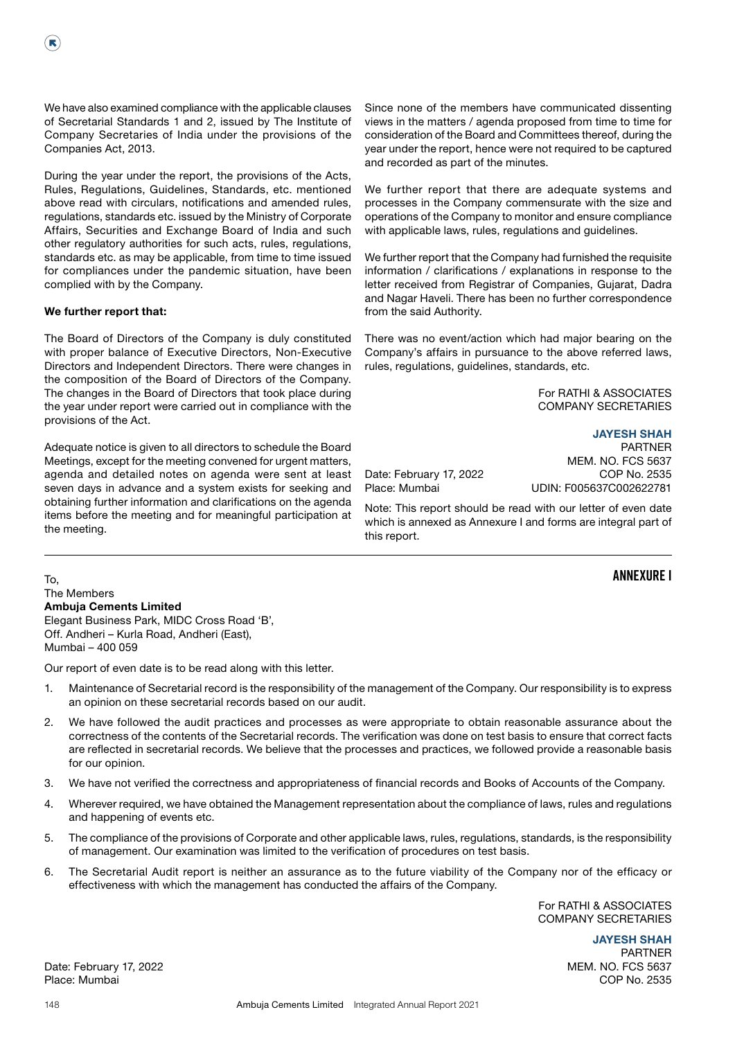We have also examined compliance with the applicable clauses of Secretarial Standards 1 and 2, issued by The Institute of Company Secretaries of India under the provisions of the Companies Act, 2013.

During the year under the report, the provisions of the Acts, Rules, Regulations, Guidelines, Standards, etc. mentioned above read with circulars, notifications and amended rules, regulations, standards etc. issued by the Ministry of Corporate Affairs, Securities and Exchange Board of India and such other regulatory authorities for such acts, rules, regulations, standards etc. as may be applicable, from time to time issued for compliances under the pandemic situation, have been complied with by the Company.

**We further report that:**

The Board of Directors of the Company is duly constituted with proper balance of Executive Directors, Non-Executive Directors and Independent Directors. There were changes in the composition of the Board of Directors of the Company. The changes in the Board of Directors that took place during the year under report were carried out in compliance with the provisions of the Act.

Adequate notice is given to all directors to schedule the Board Meetings, except for the meeting convened for urgent matters, agenda and detailed notes on agenda were sent at least seven days in advance and a system exists for seeking and obtaining further information and clarifications on the agenda items before the meeting and for meaningful participation at the meeting.

Since none of the members have communicated dissenting views in the matters / agenda proposed from time to time for consideration of the Board and Committees thereof, during the year under the report, hence were not required to be captured and recorded as part of the minutes.

We further report that there are adequate systems and processes in the Company commensurate with the size and operations of the Company to monitor and ensure compliance with applicable laws, rules, regulations and guidelines.

We further report that the Company had furnished the requisite information / clarifications / explanations in response to the letter received from Registrar of Companies, Gujarat, Dadra and Nagar Haveli. There has been no further correspondence from the said Authority.

There was no event/action which had major bearing on the Company's affairs in pursuance to the above referred laws, rules, regulations, guidelines, standards, etc.

For RATHI & ASSOCIATES
COMPANY SECRETARIES

**JAYESH SHAH**
PARTNER
MEM. NO. FCS 5637
COP No. 2535
UDIN: F005637C002622781

Date: February 17, 2022
Place: Mumbai

Note: This report should be read with our letter of even date which is annexed as Annexure I and forms are integral part of this report.

## ANNEXURE I

To,
The Members
**Ambuja Cements Limited**
Elegant Business Park, MIDC Cross Road 'B',
Off. Andheri – Kurla Road, Andheri (East),
Mumbai – 400 059

Our report of even date is to be read along with this letter.

1. Maintenance of Secretarial record is the responsibility of the management of the Company. Our responsibility is to express an opinion on these secretarial records based on our audit.
2. We have followed the audit practices and processes as were appropriate to obtain reasonable assurance about the correctness of the contents of the Secretarial records. The verification was done on test basis to ensure that correct facts are reflected in secretarial records. We believe that the processes and practices, we followed provide a reasonable basis for our opinion.
3. We have not verified the correctness and appropriateness of financial records and Books of Accounts of the Company.
4. Wherever required, we have obtained the Management representation about the compliance of laws, rules and regulations and happening of events etc.
5. The compliance of the provisions of Corporate and other applicable laws, rules, regulations, standards, is the responsibility of management. Our examination was limited to the verification of procedures on test basis.
6. The Secretarial Audit report is neither an assurance as to the future viability of the Company nor of the efficacy or effectiveness with which the management has conducted the affairs of the Company.

For RATHI & ASSOCIATES
COMPANY SECRETARIES

**JAYESH SHAH**
PARTNER
MEM. NO. FCS 5637
COP No. 2535

Date: February 17, 2022
Place: Mumbai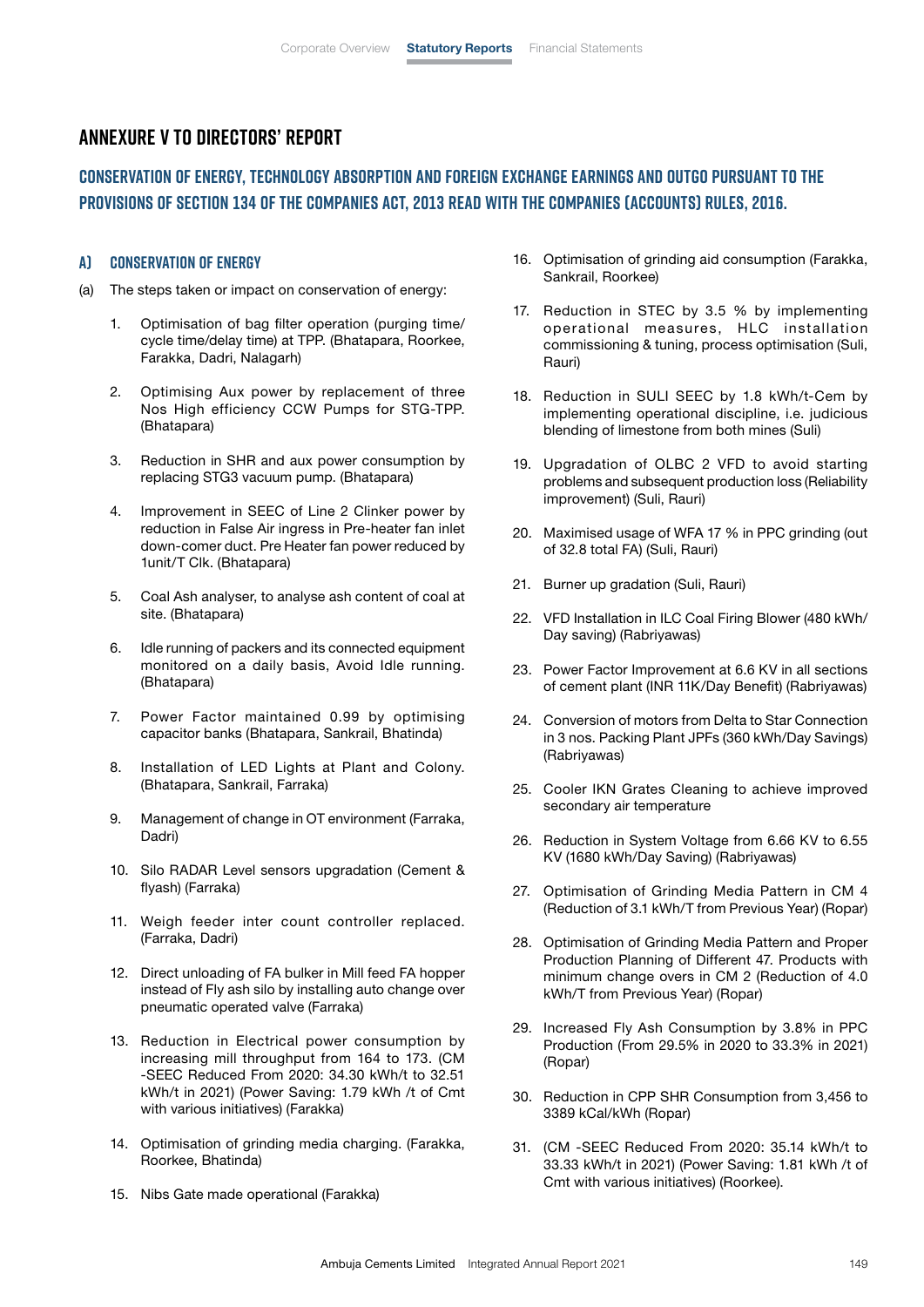# ANNEXURE V TO DIRECTORS' REPORT

## CONSERVATION OF ENERGY, TECHNOLOGY ABSORPTION AND FOREIGN EXCHANGE EARNINGS AND OUTGO PURSUANT TO THE PROVISIONS OF SECTION 134 OF THE COMPANIES ACT, 2013 READ WITH THE COMPANIES (ACCOUNTS) RULES, 2016.

### A) CONSERVATION OF ENERGY

(a) The steps taken or impact on conservation of energy:

1. Optimisation of bag filter operation (purging time/ cycle time/delay time) at TPP. (Bhatapara, Roorkee, Farakka, Dadri, Nalagarh)
2. Optimising Aux power by replacement of three Nos High efficiency CCW Pumps for STG-TPP. (Bhatapara)
3. Reduction in SHR and aux power consumption by replacing STG3 vacuum pump. (Bhatapara)
4. Improvement in SEEC of Line 2 Clinker power by reduction in False Air ingress in Pre-heater fan inlet down-comer duct. Pre Heater fan power reduced by 1unit/T Clk. (Bhatapara)
5. Coal Ash analyser, to analyse ash content of coal at site. (Bhatapara)
6. Idle running of packers and its connected equipment monitored on a daily basis, Avoid Idle running. (Bhatapara)
7. Power Factor maintained 0.99 by optimising capacitor banks (Bhatapara, Sankrail, Bhatinda)
8. Installation of LED Lights at Plant and Colony. (Bhatapara, Sankrail, Farraka)
9. Management of change in OT environment (Farraka, Dadri)
10. Silo RADAR Level sensors upgradation (Cement & flyash) (Farraka)
11. Weigh feeder inter count controller replaced. (Farraka, Dadri)
12. Direct unloading of FA bulker in Mill feed FA hopper instead of Fly ash silo by installing auto change over pneumatic operated valve (Farraka)
13. Reduction in Electrical power consumption by increasing mill throughput from 164 to 173. (CM -SEEC Reduced From 2020: 34.30 kWh/t to 32.51 kWh/t in 2021) (Power Saving: 1.79 kWh /t of Cmt with various initiatives) (Farakka)
14. Optimisation of grinding media charging. (Farakka, Roorkee, Bhatinda)
15. Nibs Gate made operational (Farakka)
16. Optimisation of grinding aid consumption (Farakka, Sankrail, Roorkee)
17. Reduction in STEC by 3.5 % by implementing operational measures, HLC installation commissioning & tuning, process optimisation (Suli, Rauri)
18. Reduction in SULI SEEC by 1.8 kWh/t-Cem by implementing operational discipline, i.e. judicious blending of limestone from both mines (Suli)
19. Upgradation of OLBC 2 VFD to avoid starting problems and subsequent production loss (Reliability improvement) (Suli, Rauri)
20. Maximised usage of WFA 17 % in PPC grinding (out of 32.8 total FA) (Suli, Rauri)
21. Burner up gradation (Suli, Rauri)
22. VFD Installation in ILC Coal Firing Blower (480 kWh/ Day saving) (Rabriyawas)
23. Power Factor Improvement at 6.6 KV in all sections of cement plant (INR 11K/Day Benefit) (Rabriyawas)
24. Conversion of motors from Delta to Star Connection in 3 nos. Packing Plant JPFs (360 kWh/Day Savings) (Rabriyawas)
25. Cooler IKN Grates Cleaning to achieve improved secondary air temperature
26. Reduction in System Voltage from 6.66 KV to 6.55 KV (1680 kWh/Day Saving) (Rabriyawas)
27. Optimisation of Grinding Media Pattern in CM 4 (Reduction of 3.1 kWh/T from Previous Year) (Ropar)
28. Optimisation of Grinding Media Pattern and Proper Production Planning of Different 47. Products with minimum change overs in CM 2 (Reduction of 4.0 kWh/T from Previous Year) (Ropar)
29. Increased Fly Ash Consumption by 3.8% in PPC Production (From 29.5% in 2020 to 33.3% in 2021) (Ropar)
30. Reduction in CPP SHR Consumption from 3,456 to 3389 kCal/kWh (Ropar)
31. (CM -SEEC Reduced From 2020: 35.14 kWh/t to 33.33 kWh/t in 2021) (Power Saving: 1.81 kWh /t of Cmt with various initiatives) (Roorkee).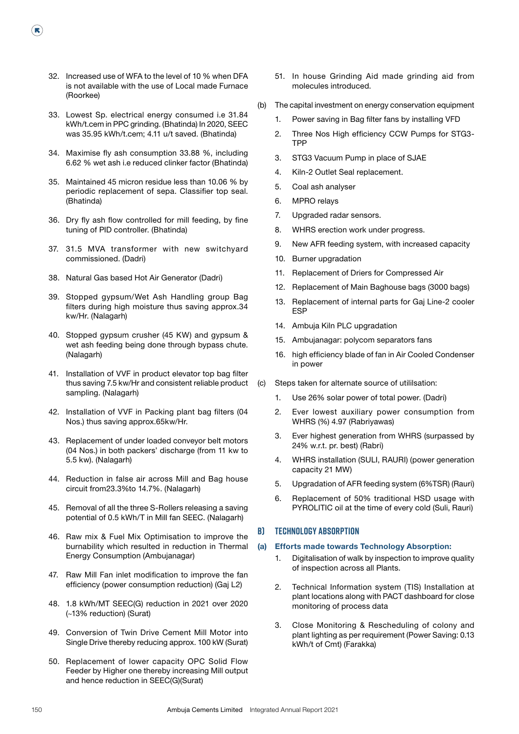32. Increased use of WFA to the level of 10 % when DFA is not available with the use of Local made Furnace (Roorkee)

33. Lowest Sp. electrical energy consumed i.e 31.84 kWh/t.cem in PPC grinding. (Bhatinda) In 2020, SEEC was 35.95 kWh/t.cem; 4.11 u/t saved. (Bhatinda)

34. Maximise fly ash consumption 33.88 %, including 6.62 % wet ash i.e reduced clinker factor (Bhatinda)

35. Maintained 45 micron residue less than 10.06 % by periodic replacement of sepa. Classifier top seal. (Bhatinda)

36. Dry fly ash flow controlled for mill feeding, by fine tuning of PID controller. (Bhatinda)

37. 31.5 MVA transformer with new switchyard commissioned. (Dadri)

38. Natural Gas based Hot Air Generator (Dadri)

39. Stopped gypsum/Wet Ash Handling group Bag filters during high moisture thus saving approx.34 kw/Hr. (Nalagarh)

40. Stopped gypsum crusher (45 KW) and gypsum & wet ash feeding being done through bypass chute. (Nalagarh)

41. Installation of VVF in product elevator top bag filter thus saving 7.5 kw/Hr and consistent reliable product sampling. (Nalagarh)

42. Installation of VVF in Packing plant bag filters (04 Nos.) thus saving approx.65kw/Hr.

43. Replacement of under loaded conveyor belt motors (04 Nos.) in both packers' discharge (from 11 kw to 5.5 kw). (Nalagarh)

44. Reduction in false air across Mill and Bag house circuit from23.3%to 14.7%. (Nalagarh)

45. Removal of all the three S-Rollers releasing a saving potential of 0.5 kWh/T in Mill fan SEEC. (Nalagarh)

46. Raw mix & Fuel Mix Optimisation to improve the burnability which resulted in reduction in Thermal Energy Consumption (Ambujanagar)

47. Raw Mill Fan inlet modification to improve the fan efficiency (power consumption reduction) (Gaj L2)

48. 1.8 kWh/MT SEEC(G) reduction in 2021 over 2020 (~13% reduction) (Surat)

49. Conversion of Twin Drive Cement Mill Motor into Single Drive thereby reducing approx. 100 kW (Surat)

50. Replacement of lower capacity OPC Solid Flow Feeder by Higher one thereby increasing Mill output and hence reduction in SEEC(G)(Surat)

51. In house Grinding Aid made grinding aid from molecules introduced.

(b) The capital investment on energy conservation equipment

1. Power saving in Bag filter fans by installing VFD
2. Three Nos High efficiency CCW Pumps for STG3-TPP
3. STG3 Vacuum Pump in place of SJAE
4. Kiln-2 Outlet Seal replacement.
5. Coal ash analyser
6. MPRO relays
7. Upgraded radar sensors.
8. WHRS erection work under progress.
9. New AFR feeding system, with increased capacity
10. Burner upgradation
11. Replacement of Driers for Compressed Air
12. Replacement of Main Baghouse bags (3000 bags)
13. Replacement of internal parts for Gaj Line-2 cooler ESP
14. Ambuja Kiln PLC upgradation
15. Ambujanagar: polycom separators fans
16. high efficiency blade of fan in Air Cooled Condenser in power

(c) Steps taken for alternate source of utililsation:

1. Use 26% solar power of total power. (Dadri)
2. Ever lowest auxiliary power consumption from WHRS (%) 4.97 (Rabriyawas)
3. Ever highest generation from WHRS (surpassed by 24% w.r.t. pr. best) (Rabri)
4. WHRS installation (SULI, RAURI) (power generation capacity 21 MW)
5. Upgradation of AFR feeding system (6%TSR) (Rauri)
6. Replacement of 50% traditional HSD usage with PYROLITIC oil at the time of every cold (Suli, Rauri)

## B) TECHNOLOGY ABSORPTION

### (a) Efforts made towards Technology Absorption:

1. Digitalisation of walk by inspection to improve quality of inspection across all Plants.
2. Technical Information system (TIS) Installation at plant locations along with PACT dashboard for close monitoring of process data
3. Close Monitoring & Rescheduling of colony and plant lighting as per requirement (Power Saving: 0.13 kWh/t of Cmt) (Farakka)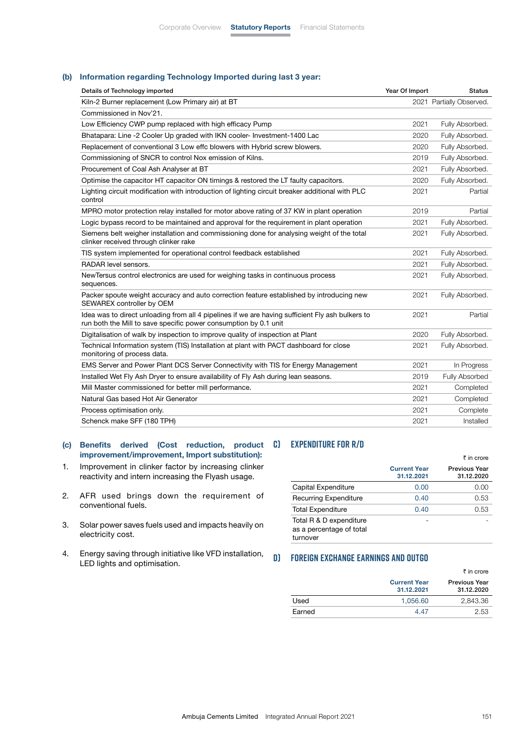### (b) Information regarding Technology Imported during last 3 year:

| Details of Technology imported | Year Of Import | Status |
|---|---|---|
| Kiln-2 Burner replacement (Low Primary air) at BT | 2021 | Partially Observed. |
| Commissioned in Nov'21. | | |
| Low Efficiency CWP pump replaced with high efficacy Pump | 2021 | Fully Absorbed. |
| Bhatapara: Line -2 Cooler Up graded with IKN cooler- Investment-1400 Lac | 2020 | Fully Absorbed. |
| Replacement of conventional 3 Low effc blowers with Hybrid screw blowers. | 2020 | Fully Absorbed. |
| Commissioning of SNCR to control Nox emission of Kilns. | 2019 | Fully Absorbed. |
| Procurement of Coal Ash Analyser at BT | 2021 | Fully Absorbed. |
| Optimise the capacitor HT capacitor ON timings & restored the LT faulty capacitors. | 2020 | Fully Absorbed. |
| Lighting circuit modification with introduction of lighting circuit breaker additional with PLC control | 2021 | Partial |
| MPRO motor protection relay installed for motor above rating of 37 KW in plant operation | 2019 | Partial |
| Logic bypass record to be maintained and approval for the requirement in plant operation | 2021 | Fully Absorbed. |
| Siemens belt weigher installation and commissioning done for analysing weight of the total clinker received through clinker rake | 2021 | Fully Absorbed. |
| TIS system implemented for operational control feedback established | 2021 | Fully Absorbed. |
| RADAR level sensors. | 2021 | Fully Absorbed. |
| NewTersus control electronics are used for weighing tasks in continuous process sequences. | 2021 | Fully Absorbed. |
| Packer spoute weight accuracy and auto correction feature established by introducing new SEWAREX controller by OEM | 2021 | Fully Absorbed. |
| Idea was to direct unloading from all 4 pipelines if we are having sufficient Fly ash bulkers to run both the Mill to save specific power consumption by 0.1 unit | 2021 | Partial |
| Digitalisation of walk by inspection to improve quality of inspection at Plant | 2020 | Fully Absorbed. |
| Technical Information system (TIS) Installation at plant with PACT dashboard for close monitoring of process data. | 2021 | Fully Absorbed. |
| EMS Server and Power Plant DCS Server Connectivity with TIS for Energy Management | 2021 | In Progress |
| Installed Wet Fly Ash Dryer to ensure availability of Fly Ash during lean seasons. | 2019 | Fully Absorbed |
| Mill Master commissioned for better mill performance. | 2021 | Completed |
| Natural Gas based Hot Air Generator | 2021 | Completed |
| Process optimisation only. | 2021 | Complete |
| Schenck make SFF (180 TPH) | 2021 | Installed |

### (c) Benefits derived (Cost reduction, product improvement/improvement, Import substitution):

1. Improvement in clinker factor by increasing clinker reactivity and intern increasing the Flyash usage.
2. AFR used brings down the requirement of conventional fuels.
3. Solar power saves fuels used and impacts heavily on electricity cost.
4. Energy saving through initiative like VFD installation, LED lights and optimisation.

## C) EXPENDITURE FOR R/D

₹ in crore

| | Current Year 31.12.2021 | Previous Year 31.12.2020 |
|---|---|---|
| Capital Expenditure | 0.00 | 0.00 |
| Recurring Expenditure | 0.40 | 0.53 |
| Total Expenditure | 0.40 | 0.53 |
| Total R & D expenditure as a percentage of total turnover | - | - |

## D) FOREIGN EXCHANGE EARNINGS AND OUTGO

₹ in crore

| | Current Year 31.12.2021 | Previous Year 31.12.2020 |
|---|---|---|
| Used | 1,056.60 | 2,843.36 |
| Earned | 4.47 | 2.53 |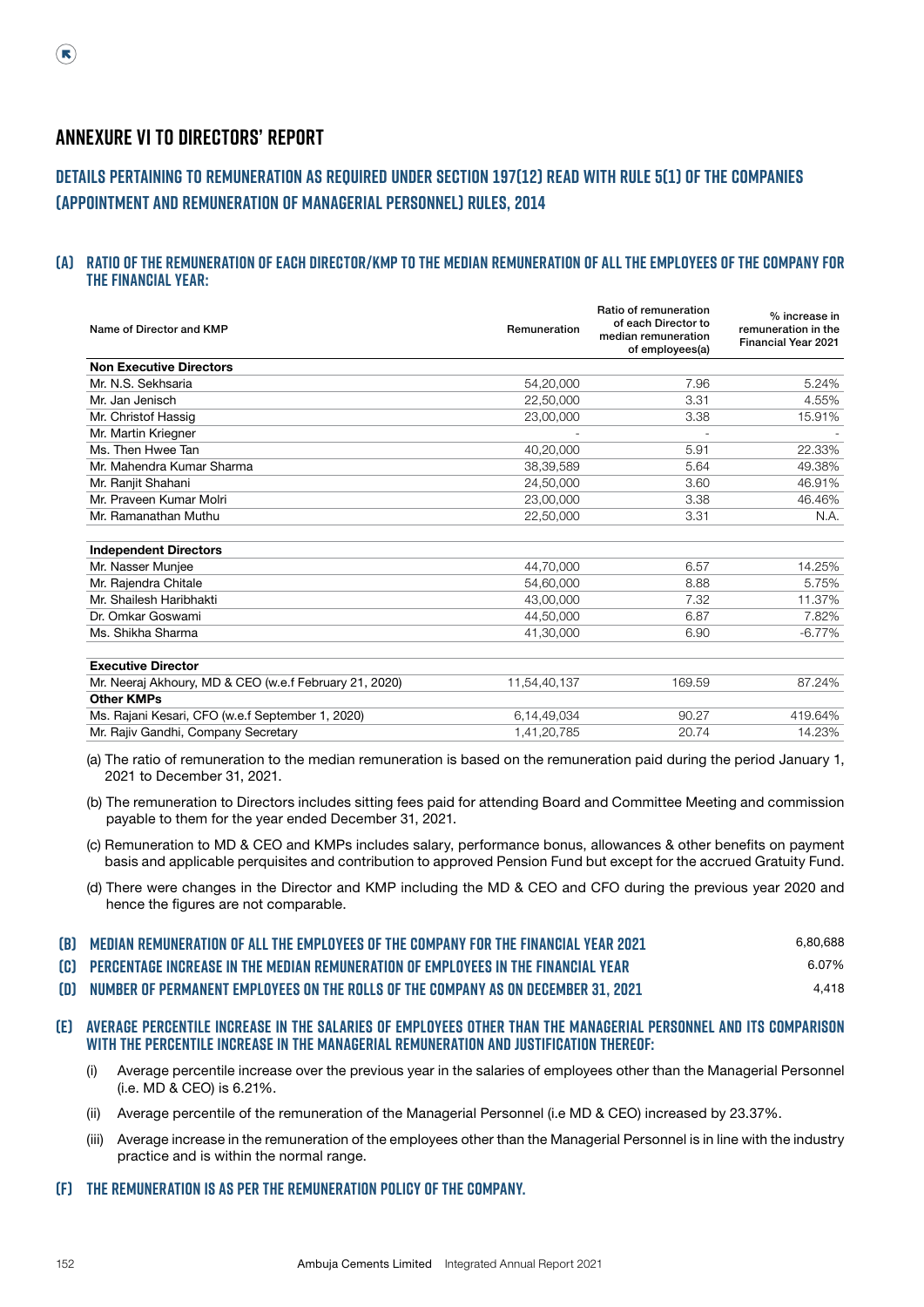# ANNEXURE VI TO DIRECTORS' REPORT

## DETAILS PERTAINING TO REMUNERATION AS REQUIRED UNDER SECTION 197(12) READ WITH RULE 5(1) OF THE COMPANIES (APPOINTMENT AND REMUNERATION OF MANAGERIAL PERSONNEL) RULES, 2014

### (A) RATIO OF THE REMUNERATION OF EACH DIRECTOR/KMP TO THE MEDIAN REMUNERATION OF ALL THE EMPLOYEES OF THE COMPANY FOR THE FINANCIAL YEAR:

| Name of Director and KMP | Remuneration | Ratio of remuneration of each Director to median remuneration of employees(a) | % increase in remuneration in the Financial Year 2021 |
|---|---|---|---|
| **Non Executive Directors** | | | |
| Mr. N.S. Sekhsaria | 54,20,000 | 7.96 | 5.24% |
| Mr. Jan Jenisch | 22,50,000 | 3.31 | 4.55% |
| Mr. Christof Hassig | 23,00,000 | 3.38 | 15.91% |
| Mr. Martin Kriegner | - | - | - |
| Ms. Then Hwee Tan | 40,20,000 | 5.91 | 22.33% |
| Mr. Mahendra Kumar Sharma | 38,39,589 | 5.64 | 49.38% |
| Mr. Ranjit Shahani | 24,50,000 | 3.60 | 46.91% |
| Mr. Praveen Kumar Molri | 23,00,000 | 3.38 | 46.46% |
| Mr. Ramanathan Muthu | 22,50,000 | 3.31 | N.A. |
| **Independent Directors** | | | |
| Mr. Nasser Munjee | 44,70,000 | 6.57 | 14.25% |
| Mr. Rajendra Chitale | 54,60,000 | 8.88 | 5.75% |
| Mr. Shailesh Haribhakti | 43,00,000 | 7.32 | 11.37% |
| Dr. Omkar Goswami | 44,50,000 | 6.87 | 7.82% |
| Ms. Shikha Sharma | 41,30,000 | 6.90 | -6.77% |
| **Executive Director** | | | |
| Mr. Neeraj Akhoury, MD & CEO (w.e.f February 21, 2020) | 11,54,40,137 | 169.59 | 87.24% |
| **Other KMPs** | | | |
| Ms. Rajani Kesari, CFO (w.e.f September 1, 2020) | 6,14,49,034 | 90.27 | 419.64% |
| Mr. Rajiv Gandhi, Company Secretary | 1,41,20,785 | 20.74 | 14.23% |

(a) The ratio of remuneration to the median remuneration is based on the remuneration paid during the period January 1, 2021 to December 31, 2021.

(b) The remuneration to Directors includes sitting fees paid for attending Board and Committee Meeting and commission payable to them for the year ended December 31, 2021.

(c) Remuneration to MD & CEO and KMPs includes salary, performance bonus, allowances & other benefits on payment basis and applicable perquisites and contribution to approved Pension Fund but except for the accrued Gratuity Fund.

(d) There were changes in the Director and KMP including the MD & CEO and CFO during the previous year 2020 and hence the figures are not comparable.

### (B) MEDIAN REMUNERATION OF ALL THE EMPLOYEES OF THE COMPANY FOR THE FINANCIAL YEAR 2021 — 6,80,688

### (C) PERCENTAGE INCREASE IN THE MEDIAN REMUNERATION OF EMPLOYEES IN THE FINANCIAL YEAR — 6.07%

### (D) NUMBER OF PERMANENT EMPLOYEES ON THE ROLLS OF THE COMPANY AS ON DECEMBER 31, 2021 — 4,418

### (E) AVERAGE PERCENTILE INCREASE IN THE SALARIES OF EMPLOYEES OTHER THAN THE MANAGERIAL PERSONNEL AND ITS COMPARISON WITH THE PERCENTILE INCREASE IN THE MANAGERIAL REMUNERATION AND JUSTIFICATION THEREOF:

(i) Average percentile increase over the previous year in the salaries of employees other than the Managerial Personnel (i.e. MD & CEO) is 6.21%.

(ii) Average percentile of the remuneration of the Managerial Personnel (i.e MD & CEO) increased by 23.37%.

(iii) Average increase in the remuneration of the employees other than the Managerial Personnel is in line with the industry practice and is within the normal range.

### (F) THE REMUNERATION IS AS PER THE REMUNERATION POLICY OF THE COMPANY.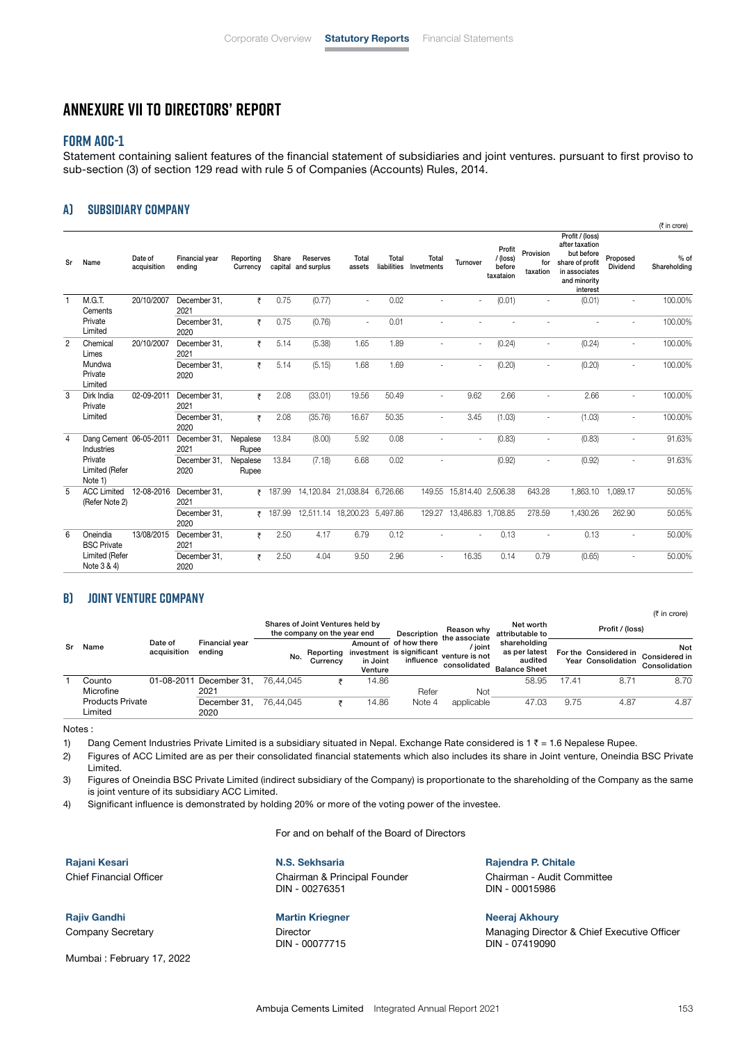# ANNEXURE VII TO DIRECTORS' REPORT

## FORM AOC-1

Statement containing salient features of the financial statement of subsidiaries and joint ventures. pursuant to first proviso to sub-section (3) of section 129 read with rule 5 of Companies (Accounts) Rules, 2014.

### A) SUBSIDIARY COMPANY

(₹ in crore)

| Sr | Name | Date of acquisition | Financial year ending | Reporting Currency | Share capital | Reserves and surplus | Total assets | Total liabilities | Total Invetments | Turnover | Profit / (loss) before taxataion | Provision for taxation | Profit / (loss) after taxation but before share of profit in associates and minority interest | Proposed Dividend | % of Shareholding |
|---|---|---|---|---|---|---|---|---|---|---|---|---|---|---|---|
| 1 | M.G.T. Cements Private Limited | 20/10/2007 | December 31, 2021 | ₹ | 0.75 | (0.77) | - | 0.02 | - | - | (0.01) | - | (0.01) | - | 100.00% |
| | | | December 31, 2020 | ₹ | 0.75 | (0.76) | - | 0.01 | - | - | - | - | - | - | 100.00% |
| 2 | Chemical Limes Mundwa Private Limited | 20/10/2007 | December 31, 2021 | ₹ | 5.14 | (5.38) | 1.65 | 1.89 | - | - | (0.24) | - | (0.24) | - | 100.00% |
| | | | December 31, 2020 | ₹ | 5.14 | (5.15) | 1.68 | 1.69 | - | - | (0.20) | - | (0.20) | - | 100.00% |
| 3 | Dirk India Private Limited | 02-09-2011 | December 31, 2021 | ₹ | 2.08 | (33.01) | 19.56 | 50.49 | - | 9.62 | 2.66 | - | 2.66 | - | 100.00% |
| | | | December 31, 2020 | ₹ | 2.08 | (35.76) | 16.67 | 50.35 | - | 3.45 | (1.03) | - | (1.03) | - | 100.00% |
| 4 | Dang Cement Industries Private Limited (Refer Note 1) | 06-05-2011 | December 31, 2021 | Nepalese Rupee | 13.84 | (8.00) | 5.92 | 0.08 | - | - | (0.83) | - | (0.83) | - | 91.63% |
| | | | December 31, 2020 | Nepalese Rupee | 13.84 | (7.18) | 6.68 | 0.02 | - | | (0.92) | - | (0.92) | - | 91.63% |
| 5 | ACC Limited (Refer Note 2) | 12-08-2016 | December 31, 2021 | ₹ | 187.99 | 14,120.84 | 21,038.84 | 6,726.66 | 149.55 | 15,814.40 | 2,506.38 | 643.28 | 1,863.10 | 1,089.17 | 50.05% |
| | | | December 31, 2020 | ₹ | 187.99 | 12,511.14 | 18,200.23 | 5,497.86 | 129.27 | 13,486.83 | 1,708.85 | 278.59 | 1,430.26 | 262.90 | 50.05% |
| 6 | Oneindia BSC Private Limited (Refer Note 3 & 4) | 13/08/2015 | December 31, 2021 | ₹ | 2.50 | 4.17 | 6.79 | 0.12 | - | - | 0.13 | - | 0.13 | - | 50.00% |
| | | | December 31, 2020 | ₹ | 2.50 | 4.04 | 9.50 | 2.96 | - | 16.35 | 0.14 | 0.79 | (0.65) | - | 50.00% |

### B) JOINT VENTURE COMPANY

(₹ in crore)

| Sr | Name | Date of acquisition | Financial year ending | Shares of Joint Ventures held by the company on the year end | | | Description of how there is significant influence | Reason why the associate / joint venture is not consolidated | Net worth attributable to shareholding as per latest audited Balance Sheet | Profit / (loss) | | |
|---|---|---|---|---|---|---|---|---|---|---|---|---|
| | | | | No. | Reporting Currency | Amount of investment in Joint Venture | | | | For the Year | Considered in Consolidation | Not Considered in Consolidation |
| 1 | Counto Microfine Products Private Limited | 01-08-2011 | December 31, 2021 | 76,44,045 | ₹ | 14.86 | Refer Note 4 | Not applicable | 58.95 | 17.41 | 8.71 | 8.70 |
| | | | December 31, 2020 | 76,44,045 | ₹ | 14.86 | | | 47.03 | 9.75 | 4.87 | 4.87 |

Notes :

1) Dang Cement Industries Private Limited is a subsidiary situated in Nepal. Exchange Rate considered is 1 ₹ = 1.6 Nepalese Rupee.

2) Figures of ACC Limited are as per their consolidated financial statements which also includes its share in Joint venture, Oneindia BSC Private Limited.

3) Figures of Oneindia BSC Private Limited (indirect subsidiary of the Company) is proportionate to the shareholding of the Company as the same is joint venture of its subsidiary ACC Limited.

4) Significant influence is demonstrated by holding 20% or more of the voting power of the investee.

For and on behalf of the Board of Directors

**Rajani Kesari**
Chief Financial Officer

**N.S. Sekhsaria**
Chairman & Principal Founder
DIN - 00276351

**Rajendra P. Chitale**
Chairman - Audit Committee
DIN - 00015986

**Rajiv Gandhi**
Company Secretary

**Martin Kriegner**
Director
DIN - 00077715

**Neeraj Akhoury**
Managing Director & Chief Executive Officer
DIN - 07419090

Mumbai : February 17, 2022